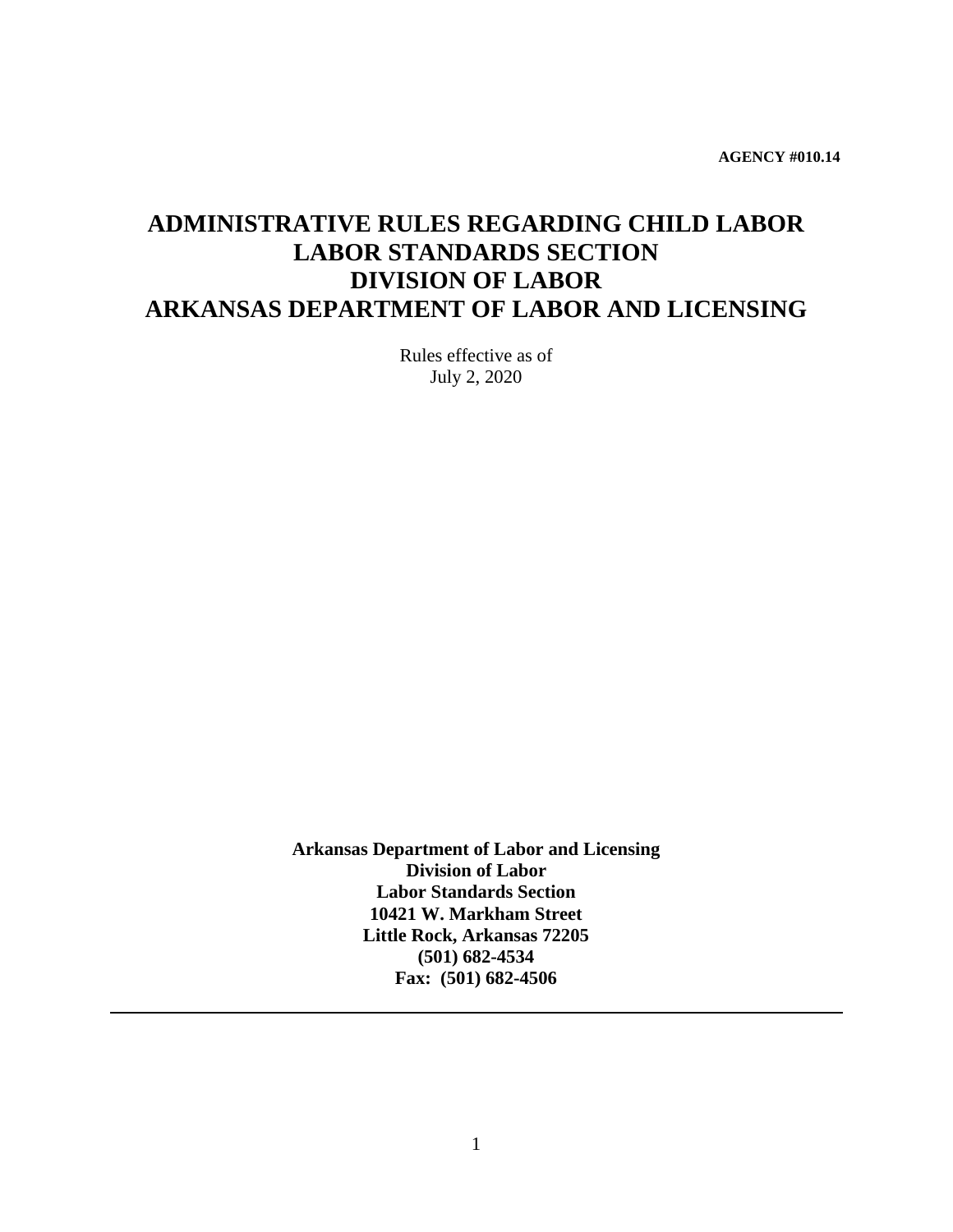**AGENCY #010.14**

# ADMINISTRATIVE RULES REGARDING CHILD LABOR
# LABOR STANDARDS SECTION
# DIVISION OF LABOR
# ARKANSAS DEPARTMENT OF LABOR AND LICENSING

Rules effective as of
July 2, 2020

**Arkansas Department of Labor and Licensing**
**Division of Labor**
**Labor Standards Section**
**10421 W. Markham Street**
**Little Rock, Arkansas 72205**
**(501) 682-4534**
**Fax: (501) 682-4506**

---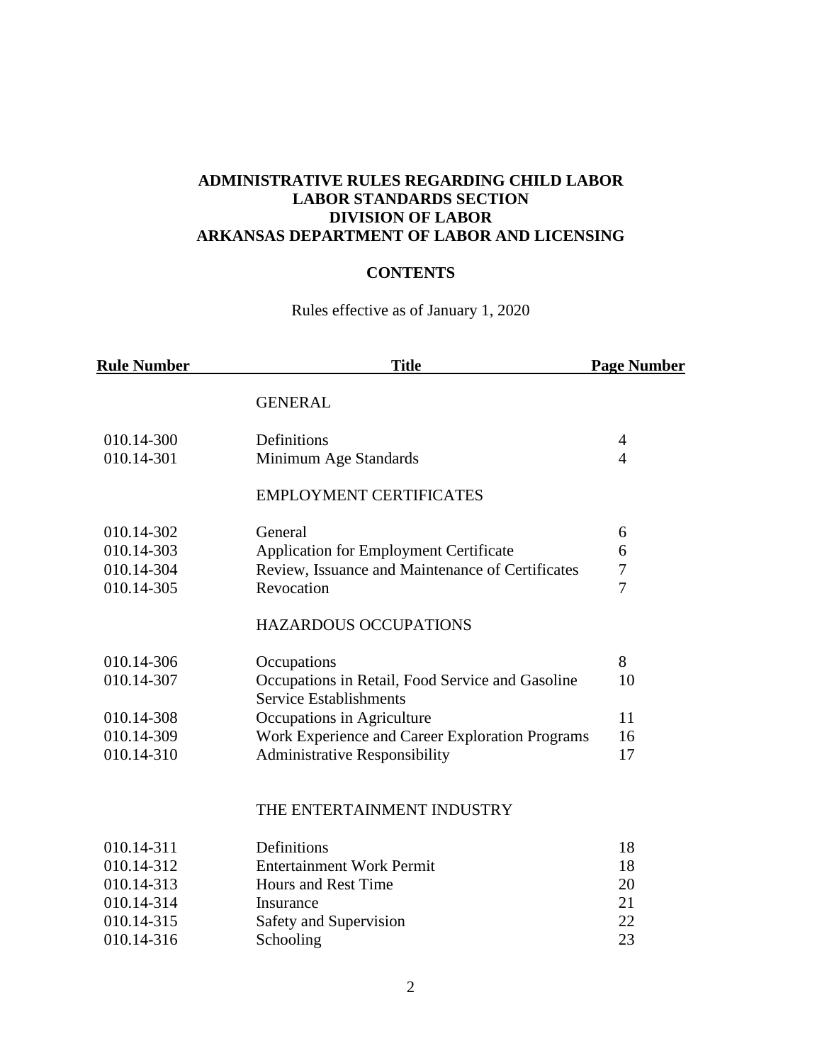**ADMINISTRATIVE RULES REGARDING CHILD LABOR**
**LABOR STANDARDS SECTION**
**DIVISION OF LABOR**
**ARKANSAS DEPARTMENT OF LABOR AND LICENSING**

**CONTENTS**

Rules effective as of January 1, 2020

| Rule Number | Title | Page Number |
|---|---|---|
| | GENERAL | |
| 010.14-300 | Definitions | 4 |
| 010.14-301 | Minimum Age Standards | 4 |
| | EMPLOYMENT CERTIFICATES | |
| 010.14-302 | General | 6 |
| 010.14-303 | Application for Employment Certificate | 6 |
| 010.14-304 | Review, Issuance and Maintenance of Certificates | 7 |
| 010.14-305 | Revocation | 7 |
| | HAZARDOUS OCCUPATIONS | |
| 010.14-306 | Occupations | 8 |
| 010.14-307 | Occupations in Retail, Food Service and Gasoline Service Establishments | 10 |
| 010.14-308 | Occupations in Agriculture | 11 |
| 010.14-309 | Work Experience and Career Exploration Programs | 16 |
| 010.14-310 | Administrative Responsibility | 17 |
| | THE ENTERTAINMENT INDUSTRY | |
| 010.14-311 | Definitions | 18 |
| 010.14-312 | Entertainment Work Permit | 18 |
| 010.14-313 | Hours and Rest Time | 20 |
| 010.14-314 | Insurance | 21 |
| 010.14-315 | Safety and Supervision | 22 |
| 010.14-316 | Schooling | 23 |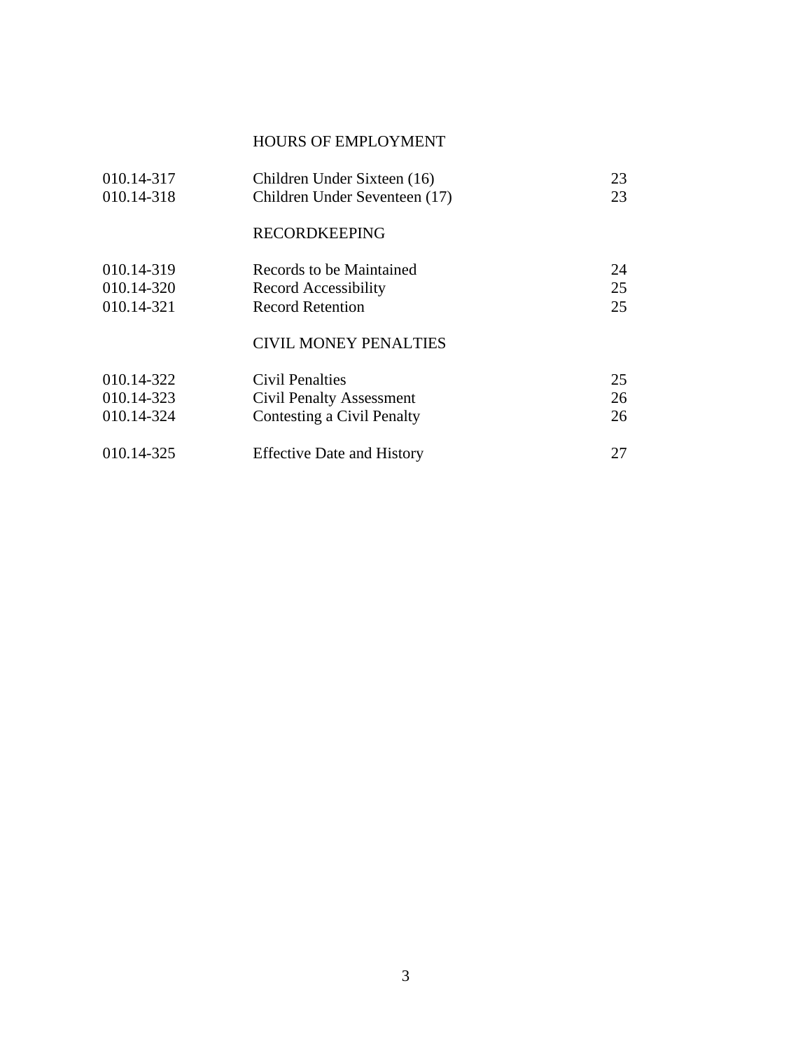| | HOURS OF EMPLOYMENT | |
| --- | --- | --- |
| 010.14-317 | Children Under Sixteen (16) | 23 |
| 010.14-318 | Children Under Seventeen (17) | 23 |
| | RECORDKEEPING | |
| 010.14-319 | Records to be Maintained | 24 |
| 010.14-320 | Record Accessibility | 25 |
| 010.14-321 | Record Retention | 25 |
| | CIVIL MONEY PENALTIES | |
| 010.14-322 | Civil Penalties | 25 |
| 010.14-323 | Civil Penalty Assessment | 26 |
| 010.14-324 | Contesting a Civil Penalty | 26 |
| 010.14-325 | Effective Date and History | 27 |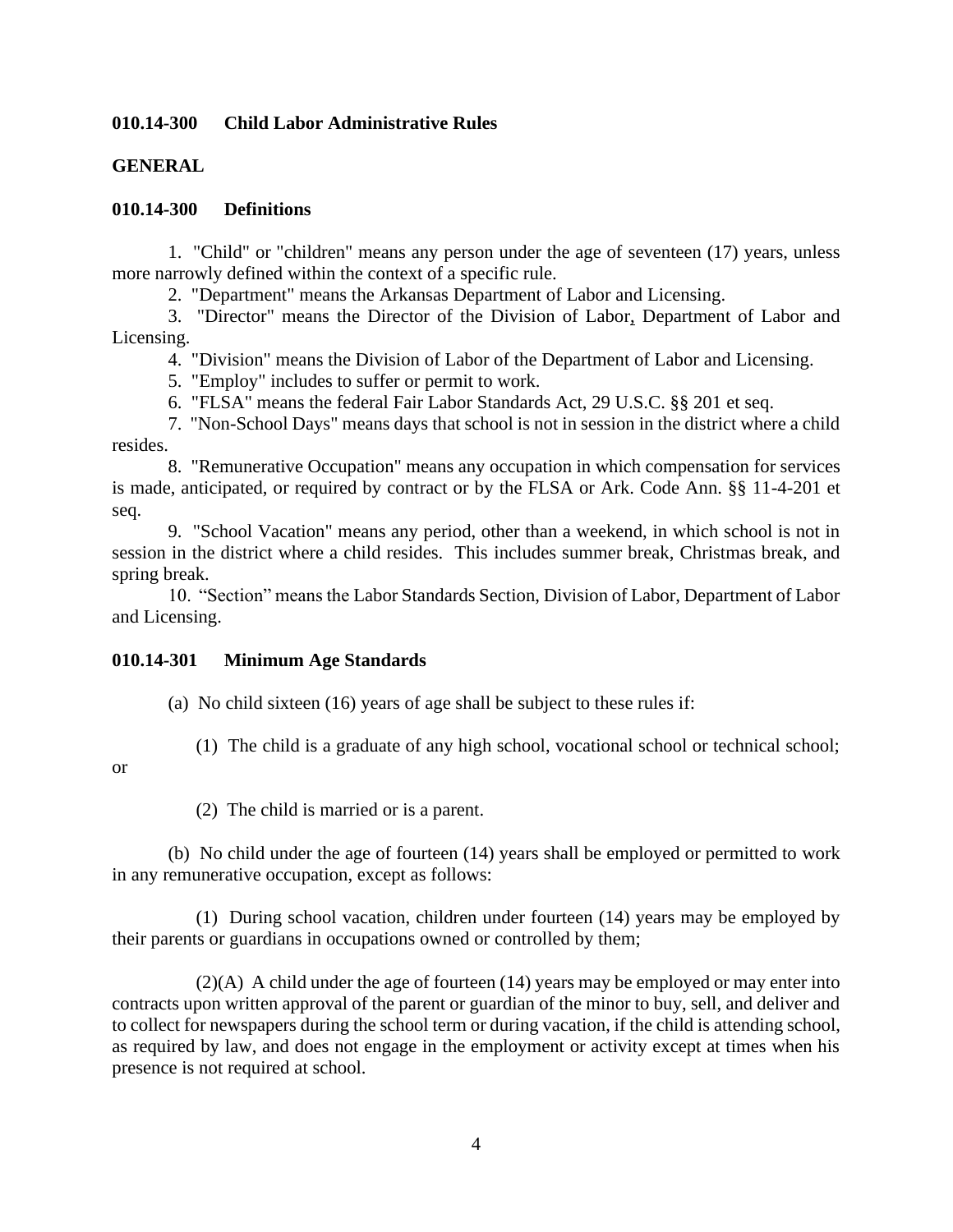**010.14-300 Child Labor Administrative Rules**

**GENERAL**

**010.14-300 Definitions**

1. "Child" or "children" means any person under the age of seventeen (17) years, unless more narrowly defined within the context of a specific rule.

2. "Department" means the Arkansas Department of Labor and Licensing.

3. "Director" means the Director of the Division of Labor, Department of Labor and Licensing.

4. "Division" means the Division of Labor of the Department of Labor and Licensing.

5. "Employ" includes to suffer or permit to work.

6. "FLSA" means the federal Fair Labor Standards Act, 29 U.S.C. §§ 201 et seq.

7. "Non-School Days" means days that school is not in session in the district where a child resides.

8. "Remunerative Occupation" means any occupation in which compensation for services is made, anticipated, or required by contract or by the FLSA or Ark. Code Ann. §§ 11-4-201 et seq.

9. "School Vacation" means any period, other than a weekend, in which school is not in session in the district where a child resides. This includes summer break, Christmas break, and spring break.

10. "Section" means the Labor Standards Section, Division of Labor, Department of Labor and Licensing.

**010.14-301 Minimum Age Standards**

(a) No child sixteen (16) years of age shall be subject to these rules if:

(1) The child is a graduate of any high school, vocational school or technical school; or

(2) The child is married or is a parent.

(b) No child under the age of fourteen (14) years shall be employed or permitted to work in any remunerative occupation, except as follows:

(1) During school vacation, children under fourteen (14) years may be employed by their parents or guardians in occupations owned or controlled by them;

(2)(A) A child under the age of fourteen (14) years may be employed or may enter into contracts upon written approval of the parent or guardian of the minor to buy, sell, and deliver and to collect for newspapers during the school term or during vacation, if the child is attending school, as required by law, and does not engage in the employment or activity except at times when his presence is not required at school.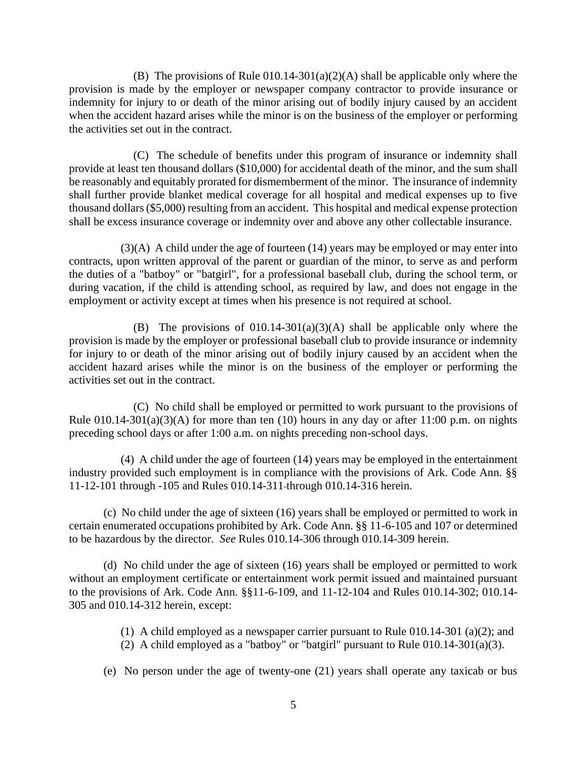(B) The provisions of Rule 010.14-301(a)(2)(A) shall be applicable only where the provision is made by the employer or newspaper company contractor to provide insurance or indemnity for injury to or death of the minor arising out of bodily injury caused by an accident when the accident hazard arises while the minor is on the business of the employer or performing the activities set out in the contract.

(C) The schedule of benefits under this program of insurance or indemnity shall provide at least ten thousand dollars ($10,000) for accidental death of the minor, and the sum shall be reasonably and equitably prorated for dismemberment of the minor. The insurance of indemnity shall further provide blanket medical coverage for all hospital and medical expenses up to five thousand dollars ($5,000) resulting from an accident. This hospital and medical expense protection shall be excess insurance coverage or indemnity over and above any other collectable insurance.

(3)(A) A child under the age of fourteen (14) years may be employed or may enter into contracts, upon written approval of the parent or guardian of the minor, to serve as and perform the duties of a "batboy" or "batgirl", for a professional baseball club, during the school term, or during vacation, if the child is attending school, as required by law, and does not engage in the employment or activity except at times when his presence is not required at school.

(B) The provisions of 010.14-301(a)(3)(A) shall be applicable only where the provision is made by the employer or professional baseball club to provide insurance or indemnity for injury to or death of the minor arising out of bodily injury caused by an accident when the accident hazard arises while the minor is on the business of the employer or performing the activities set out in the contract.

(C) No child shall be employed or permitted to work pursuant to the provisions of Rule 010.14-301(a)(3)(A) for more than ten (10) hours in any day or after 11:00 p.m. on nights preceding school days or after 1:00 a.m. on nights preceding non-school days.

(4) A child under the age of fourteen (14) years may be employed in the entertainment industry provided such employment is in compliance with the provisions of Ark. Code Ann. §§ 11-12-101 through -105 and Rules 010.14-311 through 010.14-316 herein.

(c) No child under the age of sixteen (16) years shall be employed or permitted to work in certain enumerated occupations prohibited by Ark. Code Ann. §§ 11-6-105 and 107 or determined to be hazardous by the director. *See* Rules 010.14-306 through 010.14-309 herein.

(d) No child under the age of sixteen (16) years shall be employed or permitted to work without an employment certificate or entertainment work permit issued and maintained pursuant to the provisions of Ark. Code Ann. §§11-6-109, and 11-12-104 and Rules 010.14-302; 010.14-305 and 010.14-312 herein, except:

(1) A child employed as a newspaper carrier pursuant to Rule 010.14-301 (a)(2); and
(2) A child employed as a "batboy" or "batgirl" pursuant to Rule 010.14-301(a)(3).

(e) No person under the age of twenty-one (21) years shall operate any taxicab or bus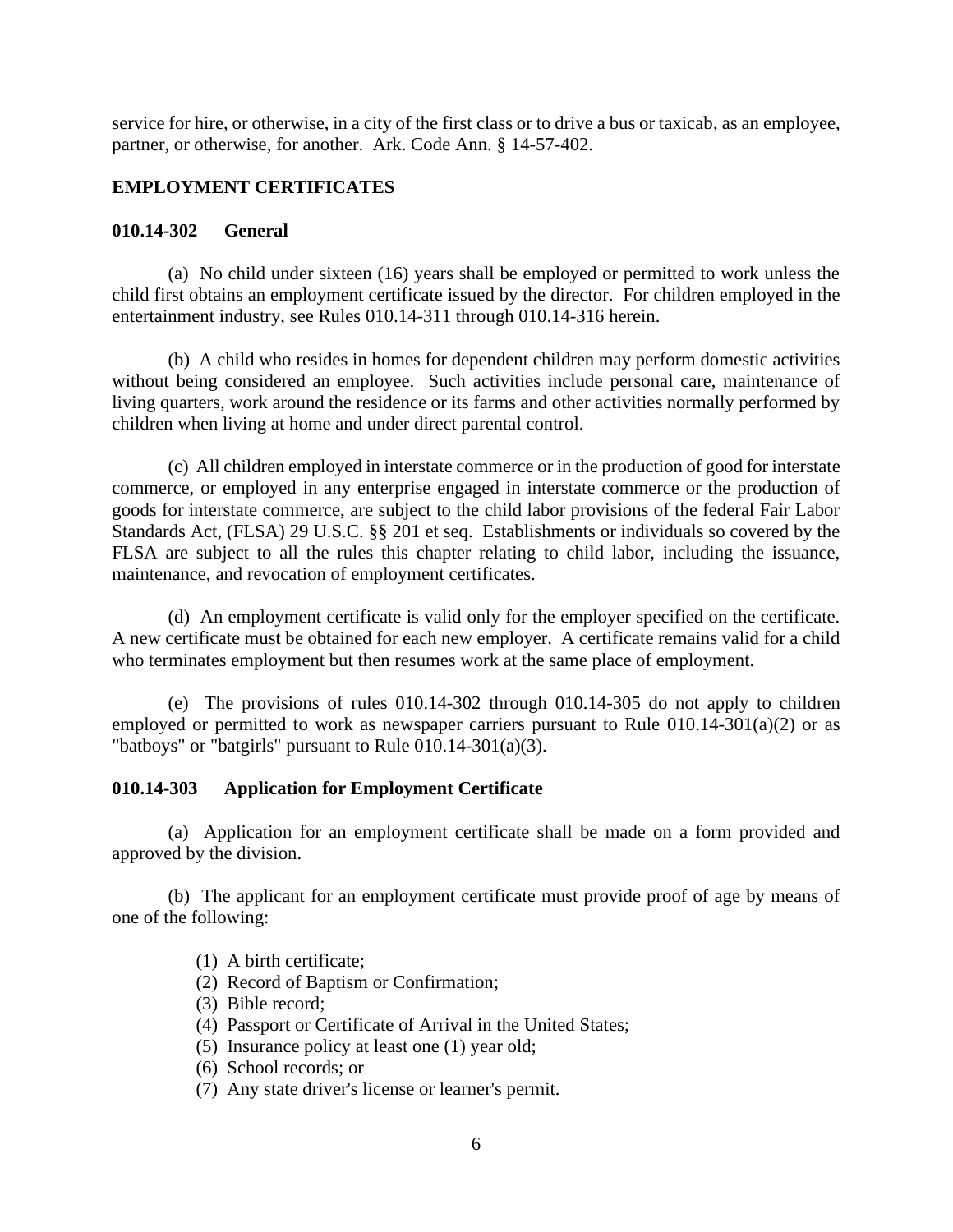service for hire, or otherwise, in a city of the first class or to drive a bus or taxicab, as an employee, partner, or otherwise, for another. Ark. Code Ann. § 14-57-402.

**EMPLOYMENT CERTIFICATES**

**010.14-302 General**

(a) No child under sixteen (16) years shall be employed or permitted to work unless the child first obtains an employment certificate issued by the director. For children employed in the entertainment industry, see Rules 010.14-311 through 010.14-316 herein.

(b) A child who resides in homes for dependent children may perform domestic activities without being considered an employee. Such activities include personal care, maintenance of living quarters, work around the residence or its farms and other activities normally performed by children when living at home and under direct parental control.

(c) All children employed in interstate commerce or in the production of good for interstate commerce, or employed in any enterprise engaged in interstate commerce or the production of goods for interstate commerce, are subject to the child labor provisions of the federal Fair Labor Standards Act, (FLSA) 29 U.S.C. §§ 201 et seq. Establishments or individuals so covered by the FLSA are subject to all the rules this chapter relating to child labor, including the issuance, maintenance, and revocation of employment certificates.

(d) An employment certificate is valid only for the employer specified on the certificate. A new certificate must be obtained for each new employer. A certificate remains valid for a child who terminates employment but then resumes work at the same place of employment.

(e) The provisions of rules 010.14-302 through 010.14-305 do not apply to children employed or permitted to work as newspaper carriers pursuant to Rule 010.14-301(a)(2) or as "batboys" or "batgirls" pursuant to Rule 010.14-301(a)(3).

**010.14-303 Application for Employment Certificate**

(a) Application for an employment certificate shall be made on a form provided and approved by the division.

(b) The applicant for an employment certificate must provide proof of age by means of one of the following:

(1) A birth certificate;
(2) Record of Baptism or Confirmation;
(3) Bible record;
(4) Passport or Certificate of Arrival in the United States;
(5) Insurance policy at least one (1) year old;
(6) School records; or
(7) Any state driver's license or learner's permit.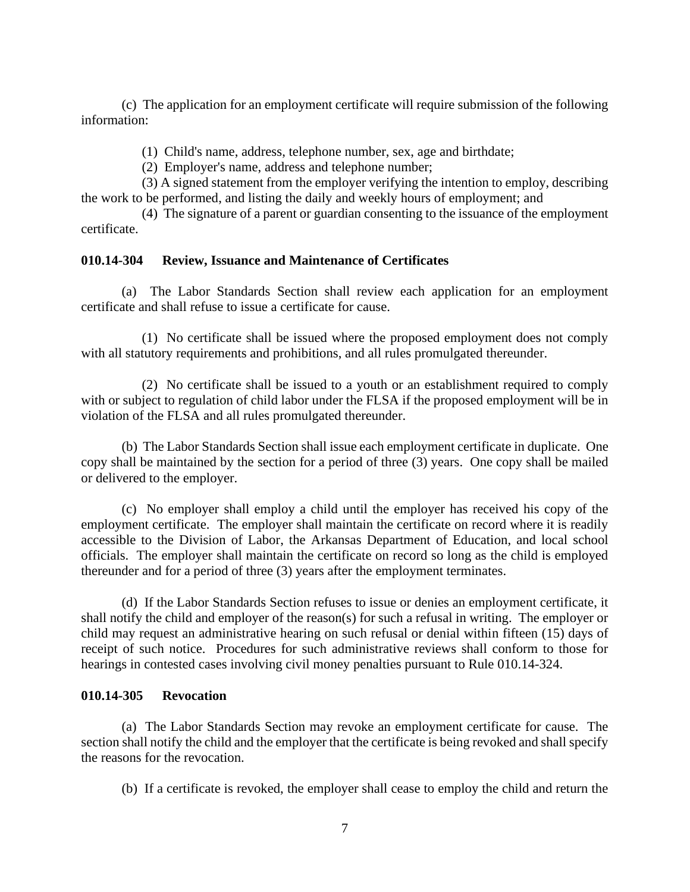(c) The application for an employment certificate will require submission of the following information:

(1) Child's name, address, telephone number, sex, age and birthdate;

(2) Employer's name, address and telephone number;

(3) A signed statement from the employer verifying the intention to employ, describing the work to be performed, and listing the daily and weekly hours of employment; and

(4) The signature of a parent or guardian consenting to the issuance of the employment certificate.

**010.14-304 Review, Issuance and Maintenance of Certificates**

(a) The Labor Standards Section shall review each application for an employment certificate and shall refuse to issue a certificate for cause.

(1) No certificate shall be issued where the proposed employment does not comply with all statutory requirements and prohibitions, and all rules promulgated thereunder.

(2) No certificate shall be issued to a youth or an establishment required to comply with or subject to regulation of child labor under the FLSA if the proposed employment will be in violation of the FLSA and all rules promulgated thereunder.

(b) The Labor Standards Section shall issue each employment certificate in duplicate. One copy shall be maintained by the section for a period of three (3) years. One copy shall be mailed or delivered to the employer.

(c) No employer shall employ a child until the employer has received his copy of the employment certificate. The employer shall maintain the certificate on record where it is readily accessible to the Division of Labor, the Arkansas Department of Education, and local school officials. The employer shall maintain the certificate on record so long as the child is employed thereunder and for a period of three (3) years after the employment terminates.

(d) If the Labor Standards Section refuses to issue or denies an employment certificate, it shall notify the child and employer of the reason(s) for such a refusal in writing. The employer or child may request an administrative hearing on such refusal or denial within fifteen (15) days of receipt of such notice. Procedures for such administrative reviews shall conform to those for hearings in contested cases involving civil money penalties pursuant to Rule 010.14-324.

**010.14-305 Revocation**

(a) The Labor Standards Section may revoke an employment certificate for cause. The section shall notify the child and the employer that the certificate is being revoked and shall specify the reasons for the revocation.

(b) If a certificate is revoked, the employer shall cease to employ the child and return the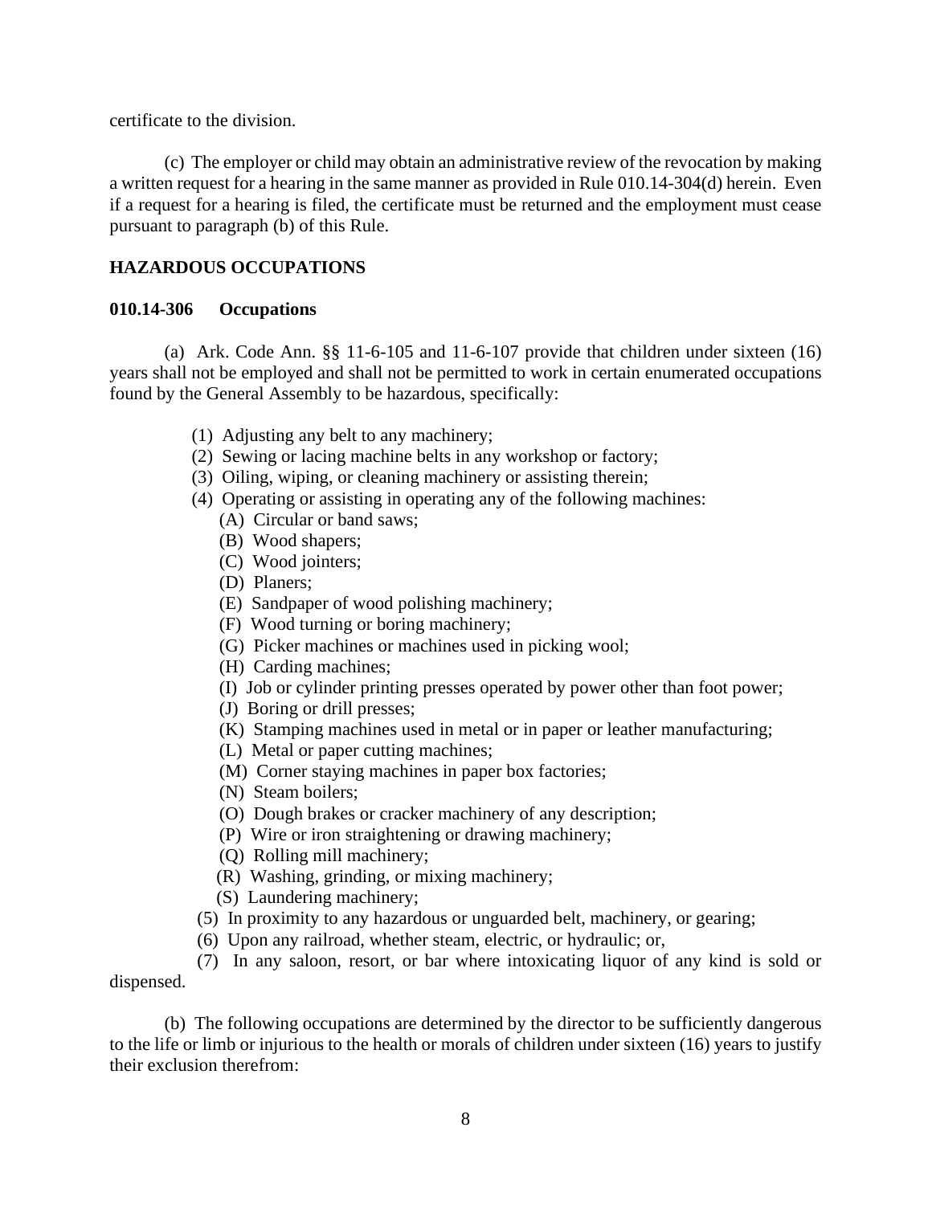certificate to the division.

(c) The employer or child may obtain an administrative review of the revocation by making a written request for a hearing in the same manner as provided in Rule 010.14-304(d) herein. Even if a request for a hearing is filed, the certificate must be returned and the employment must cease pursuant to paragraph (b) of this Rule.

**HAZARDOUS OCCUPATIONS**

**010.14-306 Occupations**

(a) Ark. Code Ann. §§ 11-6-105 and 11-6-107 provide that children under sixteen (16) years shall not be employed and shall not be permitted to work in certain enumerated occupations found by the General Assembly to be hazardous, specifically:

(1) Adjusting any belt to any machinery;
(2) Sewing or lacing machine belts in any workshop or factory;
(3) Oiling, wiping, or cleaning machinery or assisting therein;
(4) Operating or assisting in operating any of the following machines:
 (A) Circular or band saws;
 (B) Wood shapers;
 (C) Wood jointers;
 (D) Planers;
 (E) Sandpaper of wood polishing machinery;
 (F) Wood turning or boring machinery;
 (G) Picker machines or machines used in picking wool;
 (H) Carding machines;
 (I) Job or cylinder printing presses operated by power other than foot power;
 (J) Boring or drill presses;
 (K) Stamping machines used in metal or in paper or leather manufacturing;
 (L) Metal or paper cutting machines;
 (M) Corner staying machines in paper box factories;
 (N) Steam boilers;
 (O) Dough brakes or cracker machinery of any description;
 (P) Wire or iron straightening or drawing machinery;
 (Q) Rolling mill machinery;
 (R) Washing, grinding, or mixing machinery;
 (S) Laundering machinery;
(5) In proximity to any hazardous or unguarded belt, machinery, or gearing;
(6) Upon any railroad, whether steam, electric, or hydraulic; or,
(7) In any saloon, resort, or bar where intoxicating liquor of any kind is sold or dispensed.

(b) The following occupations are determined by the director to be sufficiently dangerous to the life or limb or injurious to the health or morals of children under sixteen (16) years to justify their exclusion therefrom: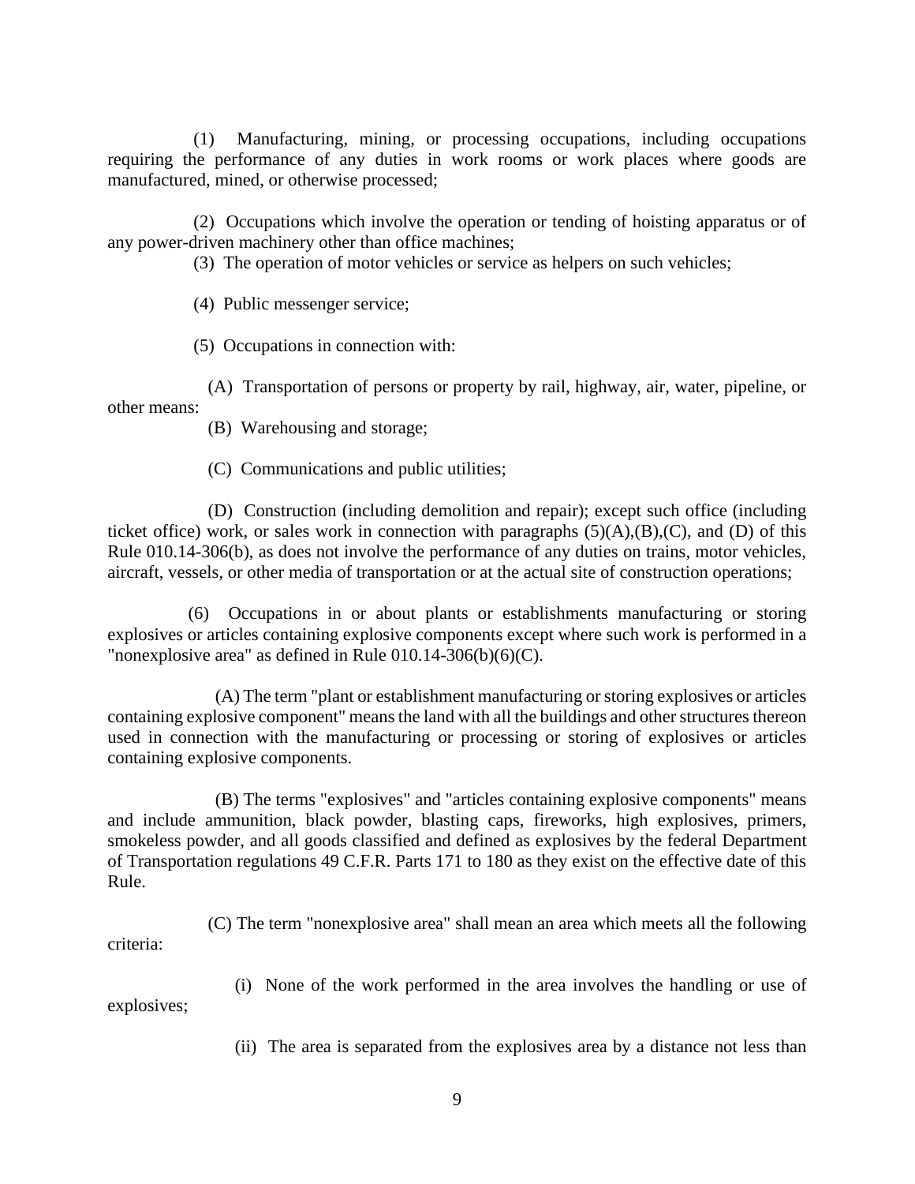(1) Manufacturing, mining, or processing occupations, including occupations requiring the performance of any duties in work rooms or work places where goods are manufactured, mined, or otherwise processed;

(2) Occupations which involve the operation or tending of hoisting apparatus or of any power-driven machinery other than office machines;

(3) The operation of motor vehicles or service as helpers on such vehicles;

(4) Public messenger service;

(5) Occupations in connection with:

(A) Transportation of persons or property by rail, highway, air, water, pipeline, or other means:

(B) Warehousing and storage;

(C) Communications and public utilities;

(D) Construction (including demolition and repair); except such office (including ticket office) work, or sales work in connection with paragraphs (5)(A),(B),(C), and (D) of this Rule 010.14-306(b), as does not involve the performance of any duties on trains, motor vehicles, aircraft, vessels, or other media of transportation or at the actual site of construction operations;

(6) Occupations in or about plants or establishments manufacturing or storing explosives or articles containing explosive components except where such work is performed in a "nonexplosive area" as defined in Rule 010.14-306(b)(6)(C).

(A) The term "plant or establishment manufacturing or storing explosives or articles containing explosive component" means the land with all the buildings and other structures thereon used in connection with the manufacturing or processing or storing of explosives or articles containing explosive components.

(B) The terms "explosives" and "articles containing explosive components" means and include ammunition, black powder, blasting caps, fireworks, high explosives, primers, smokeless powder, and all goods classified and defined as explosives by the federal Department of Transportation regulations 49 C.F.R. Parts 171 to 180 as they exist on the effective date of this Rule.

(C) The term "nonexplosive area" shall mean an area which meets all the following criteria:

(i) None of the work performed in the area involves the handling or use of explosives;

(ii) The area is separated from the explosives area by a distance not less than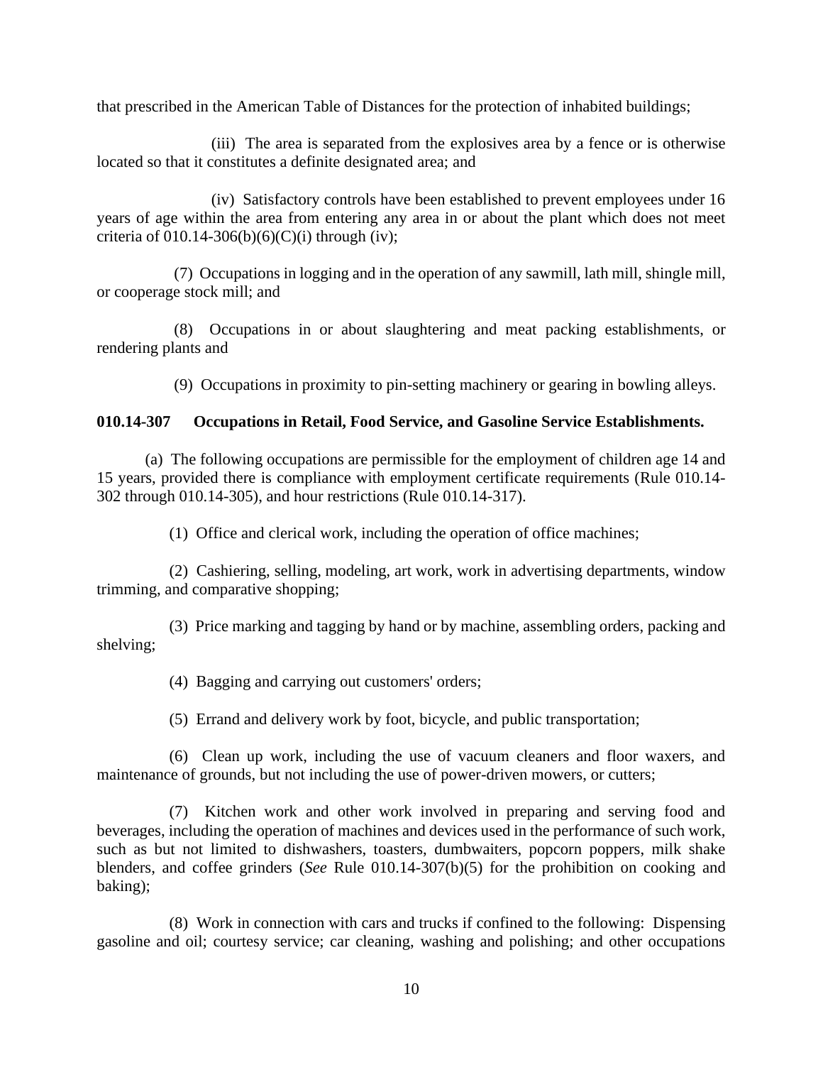that prescribed in the American Table of Distances for the protection of inhabited buildings;

(iii) The area is separated from the explosives area by a fence or is otherwise located so that it constitutes a definite designated area; and

(iv) Satisfactory controls have been established to prevent employees under 16 years of age within the area from entering any area in or about the plant which does not meet criteria of 010.14-306(b)(6)(C)(i) through (iv);

(7) Occupations in logging and in the operation of any sawmill, lath mill, shingle mill, or cooperage stock mill; and

(8) Occupations in or about slaughtering and meat packing establishments, or rendering plants and

(9) Occupations in proximity to pin-setting machinery or gearing in bowling alleys.

**010.14-307 Occupations in Retail, Food Service, and Gasoline Service Establishments.**

(a) The following occupations are permissible for the employment of children age 14 and 15 years, provided there is compliance with employment certificate requirements (Rule 010.14-302 through 010.14-305), and hour restrictions (Rule 010.14-317).

(1) Office and clerical work, including the operation of office machines;

(2) Cashiering, selling, modeling, art work, work in advertising departments, window trimming, and comparative shopping;

(3) Price marking and tagging by hand or by machine, assembling orders, packing and shelving;

(4) Bagging and carrying out customers' orders;

(5) Errand and delivery work by foot, bicycle, and public transportation;

(6) Clean up work, including the use of vacuum cleaners and floor waxers, and maintenance of grounds, but not including the use of power-driven mowers, or cutters;

(7) Kitchen work and other work involved in preparing and serving food and beverages, including the operation of machines and devices used in the performance of such work, such as but not limited to dishwashers, toasters, dumbwaiters, popcorn poppers, milk shake blenders, and coffee grinders (*See* Rule 010.14-307(b)(5) for the prohibition on cooking and baking);

(8) Work in connection with cars and trucks if confined to the following: Dispensing gasoline and oil; courtesy service; car cleaning, washing and polishing; and other occupations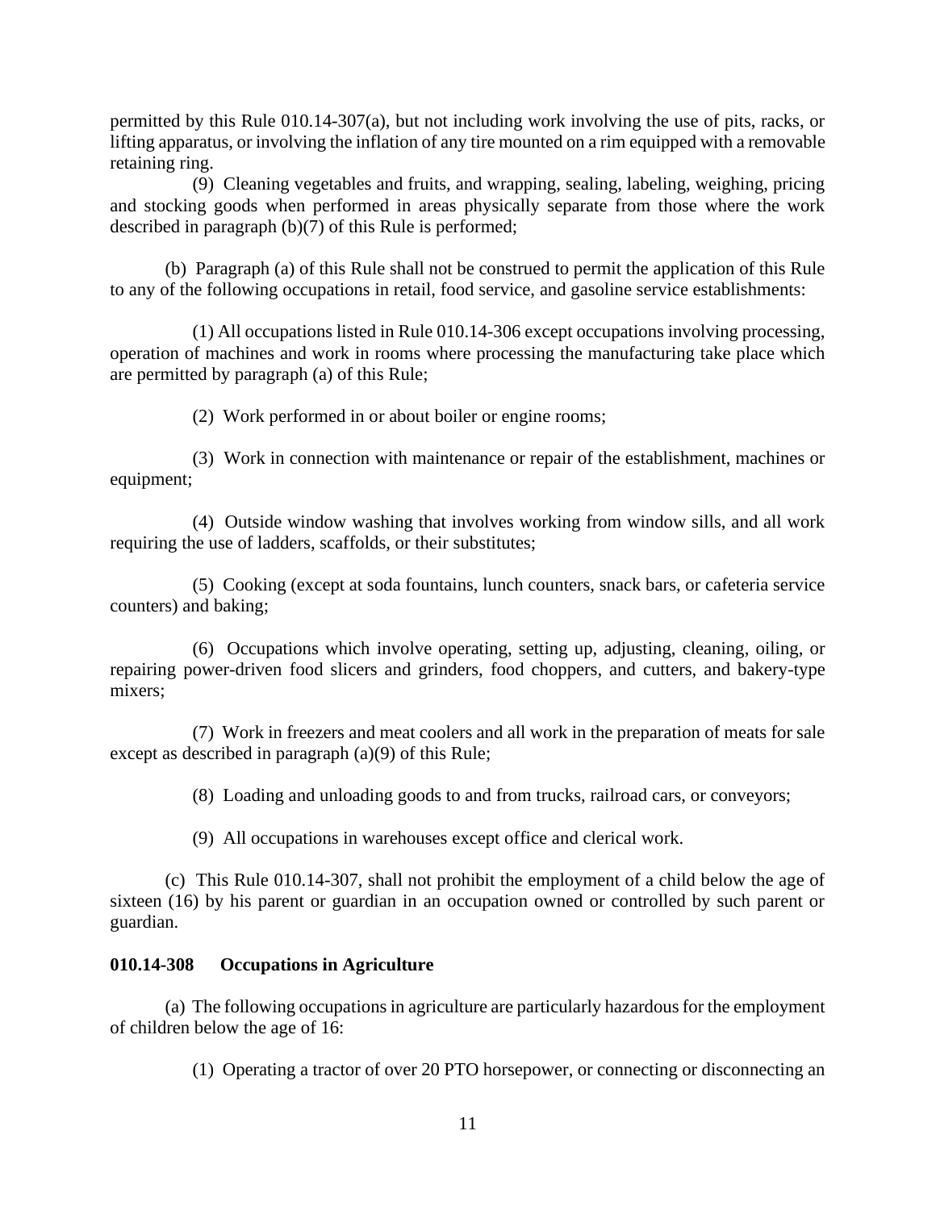permitted by this Rule 010.14-307(a), but not including work involving the use of pits, racks, or lifting apparatus, or involving the inflation of any tire mounted on a rim equipped with a removable retaining ring.

(9) Cleaning vegetables and fruits, and wrapping, sealing, labeling, weighing, pricing and stocking goods when performed in areas physically separate from those where the work described in paragraph (b)(7) of this Rule is performed;

(b) Paragraph (a) of this Rule shall not be construed to permit the application of this Rule to any of the following occupations in retail, food service, and gasoline service establishments:

(1) All occupations listed in Rule 010.14-306 except occupations involving processing, operation of machines and work in rooms where processing the manufacturing take place which are permitted by paragraph (a) of this Rule;

(2) Work performed in or about boiler or engine rooms;

(3) Work in connection with maintenance or repair of the establishment, machines or equipment;

(4) Outside window washing that involves working from window sills, and all work requiring the use of ladders, scaffolds, or their substitutes;

(5) Cooking (except at soda fountains, lunch counters, snack bars, or cafeteria service counters) and baking;

(6) Occupations which involve operating, setting up, adjusting, cleaning, oiling, or repairing power-driven food slicers and grinders, food choppers, and cutters, and bakery-type mixers;

(7) Work in freezers and meat coolers and all work in the preparation of meats for sale except as described in paragraph (a)(9) of this Rule;

(8) Loading and unloading goods to and from trucks, railroad cars, or conveyors;

(9) All occupations in warehouses except office and clerical work.

(c) This Rule 010.14-307, shall not prohibit the employment of a child below the age of sixteen (16) by his parent or guardian in an occupation owned or controlled by such parent or guardian.

**010.14-308 Occupations in Agriculture**

(a) The following occupations in agriculture are particularly hazardous for the employment of children below the age of 16:

(1) Operating a tractor of over 20 PTO horsepower, or connecting or disconnecting an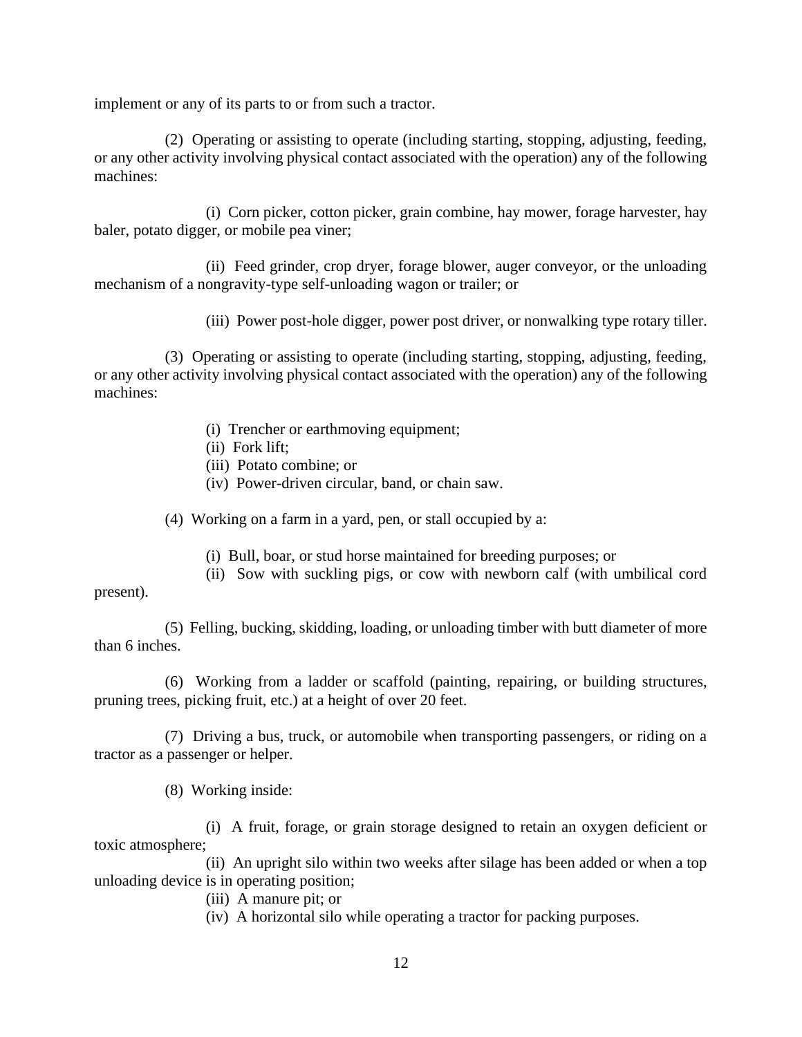implement or any of its parts to or from such a tractor.

(2) Operating or assisting to operate (including starting, stopping, adjusting, feeding, or any other activity involving physical contact associated with the operation) any of the following machines:

(i) Corn picker, cotton picker, grain combine, hay mower, forage harvester, hay baler, potato digger, or mobile pea viner;

(ii) Feed grinder, crop dryer, forage blower, auger conveyor, or the unloading mechanism of a nongravity-type self-unloading wagon or trailer; or

(iii) Power post-hole digger, power post driver, or nonwalking type rotary tiller.

(3) Operating or assisting to operate (including starting, stopping, adjusting, feeding, or any other activity involving physical contact associated with the operation) any of the following machines:

(i) Trencher or earthmoving equipment;
(ii) Fork lift;
(iii) Potato combine; or
(iv) Power-driven circular, band, or chain saw.

(4) Working on a farm in a yard, pen, or stall occupied by a:

(i) Bull, boar, or stud horse maintained for breeding purposes; or
(ii) Sow with suckling pigs, or cow with newborn calf (with umbilical cord present).

(5) Felling, bucking, skidding, loading, or unloading timber with butt diameter of more than 6 inches.

(6) Working from a ladder or scaffold (painting, repairing, or building structures, pruning trees, picking fruit, etc.) at a height of over 20 feet.

(7) Driving a bus, truck, or automobile when transporting passengers, or riding on a tractor as a passenger or helper.

(8) Working inside:

(i) A fruit, forage, or grain storage designed to retain an oxygen deficient or toxic atmosphere;
(ii) An upright silo within two weeks after silage has been added or when a top unloading device is in operating position;
(iii) A manure pit; or
(iv) A horizontal silo while operating a tractor for packing purposes.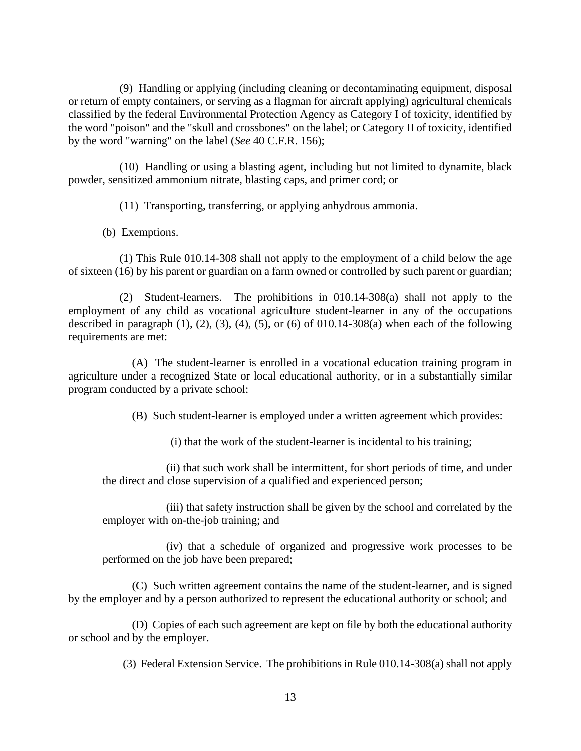(9) Handling or applying (including cleaning or decontaminating equipment, disposal or return of empty containers, or serving as a flagman for aircraft applying) agricultural chemicals classified by the federal Environmental Protection Agency as Category I of toxicity, identified by the word "poison" and the "skull and crossbones" on the label; or Category II of toxicity, identified by the word "warning" on the label (*See* 40 C.F.R. 156);

(10) Handling or using a blasting agent, including but not limited to dynamite, black powder, sensitized ammonium nitrate, blasting caps, and primer cord; or

(11) Transporting, transferring, or applying anhydrous ammonia.

(b) Exemptions.

(1) This Rule 010.14-308 shall not apply to the employment of a child below the age of sixteen (16) by his parent or guardian on a farm owned or controlled by such parent or guardian;

(2) Student-learners. The prohibitions in 010.14-308(a) shall not apply to the employment of any child as vocational agriculture student-learner in any of the occupations described in paragraph (1), (2), (3), (4), (5), or (6) of 010.14-308(a) when each of the following requirements are met:

(A) The student-learner is enrolled in a vocational education training program in agriculture under a recognized State or local educational authority, or in a substantially similar program conducted by a private school:

(B) Such student-learner is employed under a written agreement which provides:

(i) that the work of the student-learner is incidental to his training;

(ii) that such work shall be intermittent, for short periods of time, and under the direct and close supervision of a qualified and experienced person;

(iii) that safety instruction shall be given by the school and correlated by the employer with on-the-job training; and

(iv) that a schedule of organized and progressive work processes to be performed on the job have been prepared;

(C) Such written agreement contains the name of the student-learner, and is signed by the employer and by a person authorized to represent the educational authority or school; and

(D) Copies of each such agreement are kept on file by both the educational authority or school and by the employer.

(3) Federal Extension Service. The prohibitions in Rule 010.14-308(a) shall not apply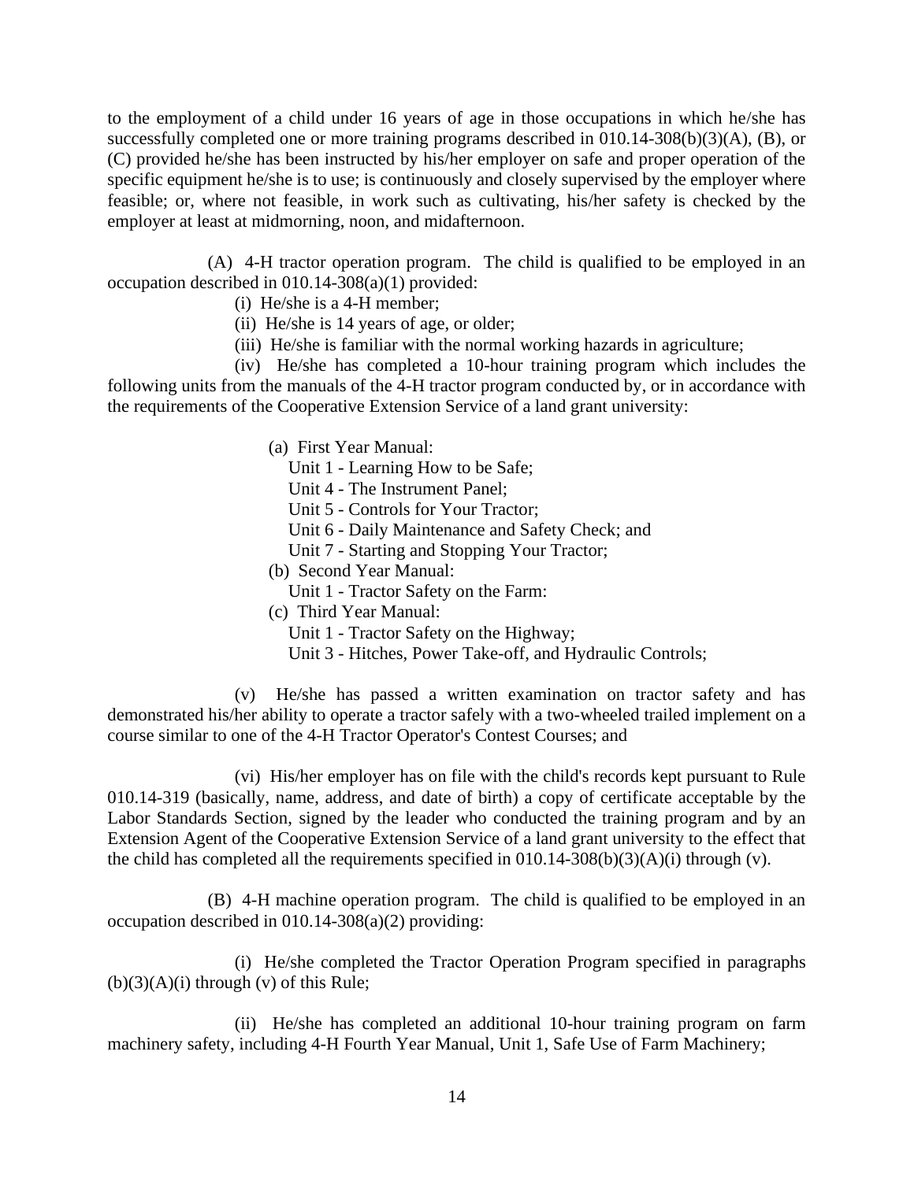to the employment of a child under 16 years of age in those occupations in which he/she has successfully completed one or more training programs described in 010.14-308(b)(3)(A), (B), or (C) provided he/she has been instructed by his/her employer on safe and proper operation of the specific equipment he/she is to use; is continuously and closely supervised by the employer where feasible; or, where not feasible, in work such as cultivating, his/her safety is checked by the employer at least at midmorning, noon, and midafternoon.

(A) 4-H tractor operation program. The child is qualified to be employed in an occupation described in 010.14-308(a)(1) provided:

(i) He/she is a 4-H member;

(ii) He/she is 14 years of age, or older;

(iii) He/she is familiar with the normal working hazards in agriculture;

(iv) He/she has completed a 10-hour training program which includes the following units from the manuals of the 4-H tractor program conducted by, or in accordance with the requirements of the Cooperative Extension Service of a land grant university:

(a) First Year Manual:
Unit 1 - Learning How to be Safe;
Unit 4 - The Instrument Panel;
Unit 5 - Controls for Your Tractor;
Unit 6 - Daily Maintenance and Safety Check; and
Unit 7 - Starting and Stopping Your Tractor;

(b) Second Year Manual:
Unit 1 - Tractor Safety on the Farm:

(c) Third Year Manual:
Unit 1 - Tractor Safety on the Highway;
Unit 3 - Hitches, Power Take-off, and Hydraulic Controls;

(v) He/she has passed a written examination on tractor safety and has demonstrated his/her ability to operate a tractor safely with a two-wheeled trailed implement on a course similar to one of the 4-H Tractor Operator's Contest Courses; and

(vi) His/her employer has on file with the child's records kept pursuant to Rule 010.14-319 (basically, name, address, and date of birth) a copy of certificate acceptable by the Labor Standards Section, signed by the leader who conducted the training program and by an Extension Agent of the Cooperative Extension Service of a land grant university to the effect that the child has completed all the requirements specified in 010.14-308(b)(3)(A)(i) through (v).

(B) 4-H machine operation program. The child is qualified to be employed in an occupation described in 010.14-308(a)(2) providing:

(i) He/she completed the Tractor Operation Program specified in paragraphs (b)(3)(A)(i) through (v) of this Rule;

(ii) He/she has completed an additional 10-hour training program on farm machinery safety, including 4-H Fourth Year Manual, Unit 1, Safe Use of Farm Machinery;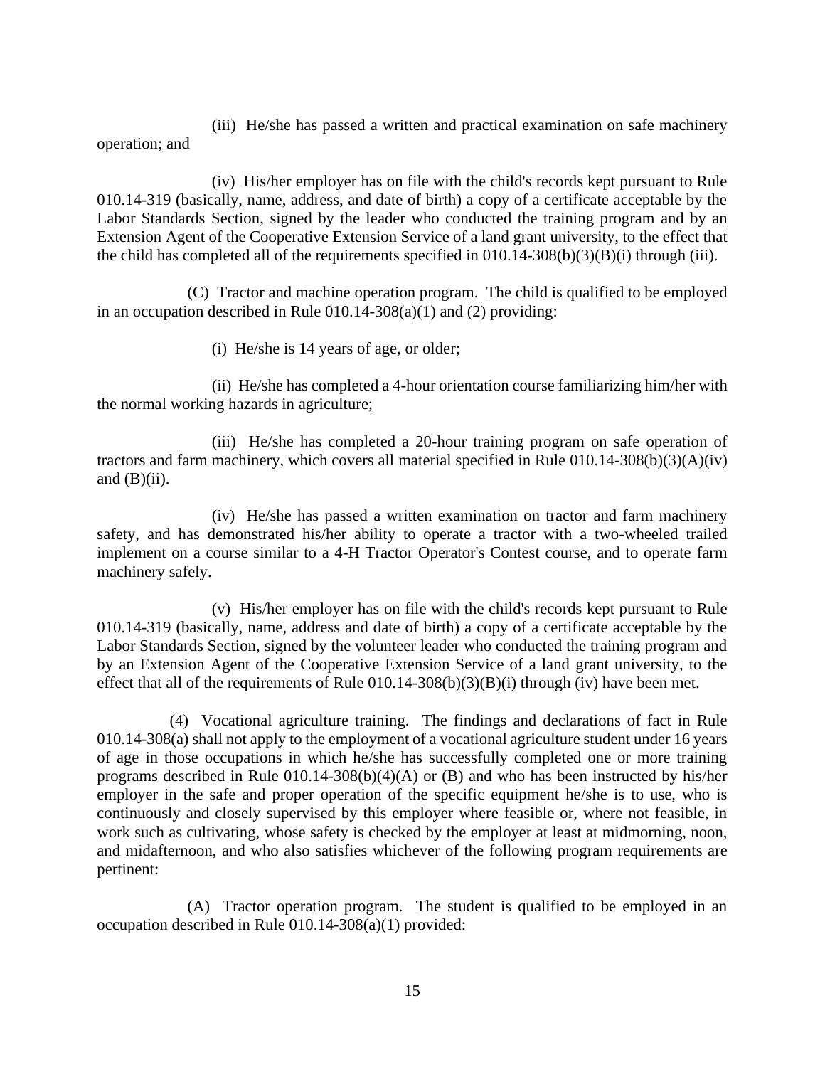(iii) He/she has passed a written and practical examination on safe machinery operation; and

(iv) His/her employer has on file with the child's records kept pursuant to Rule 010.14-319 (basically, name, address, and date of birth) a copy of a certificate acceptable by the Labor Standards Section, signed by the leader who conducted the training program and by an Extension Agent of the Cooperative Extension Service of a land grant university, to the effect that the child has completed all of the requirements specified in 010.14-308(b)(3)(B)(i) through (iii).

(C) Tractor and machine operation program. The child is qualified to be employed in an occupation described in Rule 010.14-308(a)(1) and (2) providing:

(i) He/she is 14 years of age, or older;

(ii) He/she has completed a 4-hour orientation course familiarizing him/her with the normal working hazards in agriculture;

(iii) He/she has completed a 20-hour training program on safe operation of tractors and farm machinery, which covers all material specified in Rule 010.14-308(b)(3)(A)(iv) and (B)(ii).

(iv) He/she has passed a written examination on tractor and farm machinery safety, and has demonstrated his/her ability to operate a tractor with a two-wheeled trailed implement on a course similar to a 4-H Tractor Operator's Contest course, and to operate farm machinery safely.

(v) His/her employer has on file with the child's records kept pursuant to Rule 010.14-319 (basically, name, address and date of birth) a copy of a certificate acceptable by the Labor Standards Section, signed by the volunteer leader who conducted the training program and by an Extension Agent of the Cooperative Extension Service of a land grant university, to the effect that all of the requirements of Rule 010.14-308(b)(3)(B)(i) through (iv) have been met.

(4) Vocational agriculture training. The findings and declarations of fact in Rule 010.14-308(a) shall not apply to the employment of a vocational agriculture student under 16 years of age in those occupations in which he/she has successfully completed one or more training programs described in Rule 010.14-308(b)(4)(A) or (B) and who has been instructed by his/her employer in the safe and proper operation of the specific equipment he/she is to use, who is continuously and closely supervised by this employer where feasible or, where not feasible, in work such as cultivating, whose safety is checked by the employer at least at midmorning, noon, and midafternoon, and who also satisfies whichever of the following program requirements are pertinent:

(A) Tractor operation program. The student is qualified to be employed in an occupation described in Rule 010.14-308(a)(1) provided: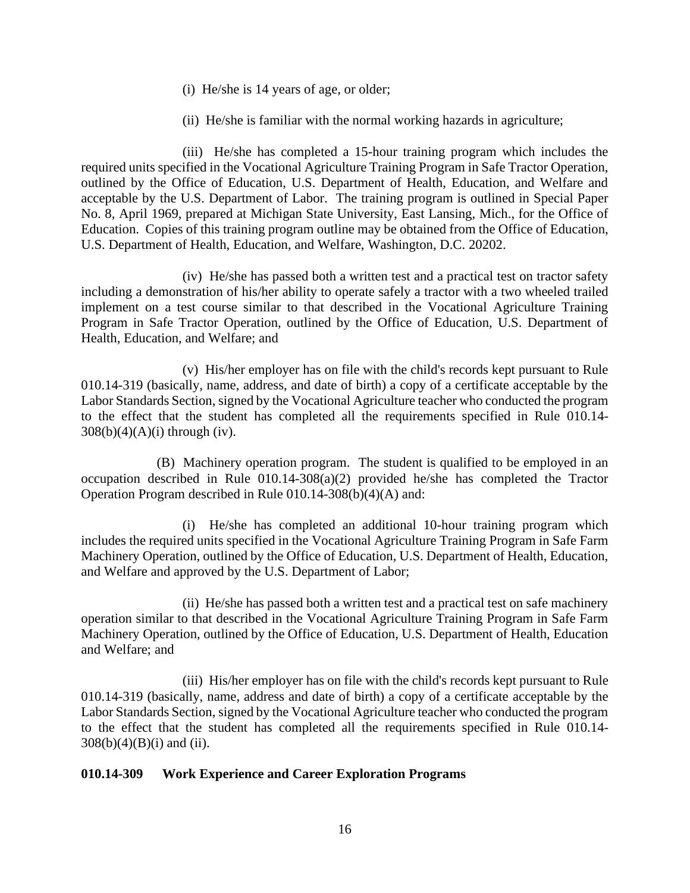(i) He/she is 14 years of age, or older;

(ii) He/she is familiar with the normal working hazards in agriculture;

(iii) He/she has completed a 15-hour training program which includes the required units specified in the Vocational Agriculture Training Program in Safe Tractor Operation, outlined by the Office of Education, U.S. Department of Health, Education, and Welfare and acceptable by the U.S. Department of Labor. The training program is outlined in Special Paper No. 8, April 1969, prepared at Michigan State University, East Lansing, Mich., for the Office of Education. Copies of this training program outline may be obtained from the Office of Education, U.S. Department of Health, Education, and Welfare, Washington, D.C. 20202.

(iv) He/she has passed both a written test and a practical test on tractor safety including a demonstration of his/her ability to operate safely a tractor with a two wheeled trailed implement on a test course similar to that described in the Vocational Agriculture Training Program in Safe Tractor Operation, outlined by the Office of Education, U.S. Department of Health, Education, and Welfare; and

(v) His/her employer has on file with the child's records kept pursuant to Rule 010.14-319 (basically, name, address, and date of birth) a copy of a certificate acceptable by the Labor Standards Section, signed by the Vocational Agriculture teacher who conducted the program to the effect that the student has completed all the requirements specified in Rule 010.14-308(b)(4)(A)(i) through (iv).

(B) Machinery operation program. The student is qualified to be employed in an occupation described in Rule 010.14-308(a)(2) provided he/she has completed the Tractor Operation Program described in Rule 010.14-308(b)(4)(A) and:

(i) He/she has completed an additional 10-hour training program which includes the required units specified in the Vocational Agriculture Training Program in Safe Farm Machinery Operation, outlined by the Office of Education, U.S. Department of Health, Education, and Welfare and approved by the U.S. Department of Labor;

(ii) He/she has passed both a written test and a practical test on safe machinery operation similar to that described in the Vocational Agriculture Training Program in Safe Farm Machinery Operation, outlined by the Office of Education, U.S. Department of Health, Education and Welfare; and

(iii) His/her employer has on file with the child's records kept pursuant to Rule 010.14-319 (basically, name, address and date of birth) a copy of a certificate acceptable by the Labor Standards Section, signed by the Vocational Agriculture teacher who conducted the program to the effect that the student has completed all the requirements specified in Rule 010.14-308(b)(4)(B)(i) and (ii).

**010.14-309 Work Experience and Career Exploration Programs**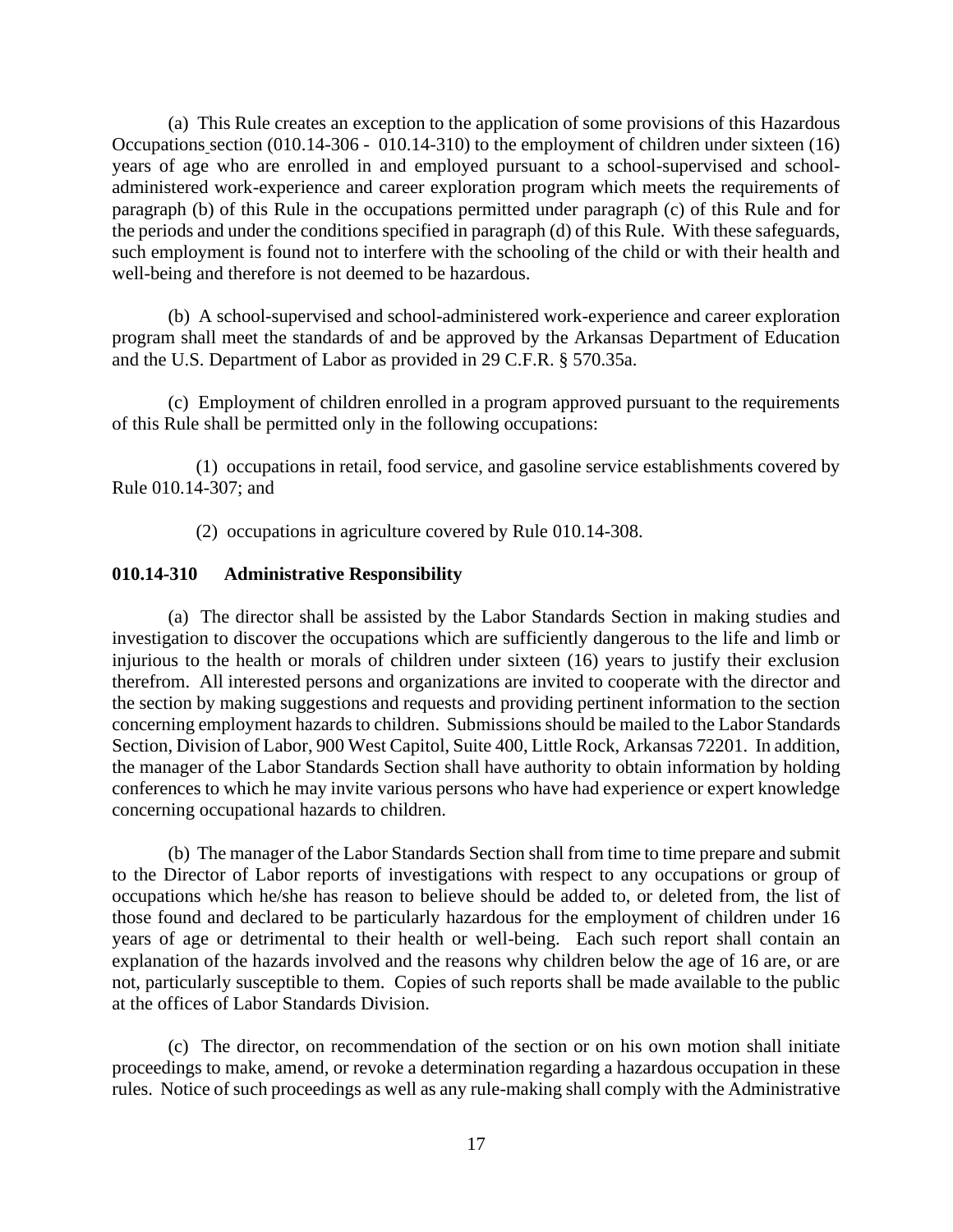(a) This Rule creates an exception to the application of some provisions of this Hazardous Occupations section (010.14-306 - 010.14-310) to the employment of children under sixteen (16) years of age who are enrolled in and employed pursuant to a school-supervised and school-administered work-experience and career exploration program which meets the requirements of paragraph (b) of this Rule in the occupations permitted under paragraph (c) of this Rule and for the periods and under the conditions specified in paragraph (d) of this Rule. With these safeguards, such employment is found not to interfere with the schooling of the child or with their health and well-being and therefore is not deemed to be hazardous.

(b) A school-supervised and school-administered work-experience and career exploration program shall meet the standards of and be approved by the Arkansas Department of Education and the U.S. Department of Labor as provided in 29 C.F.R. § 570.35a.

(c) Employment of children enrolled in a program approved pursuant to the requirements of this Rule shall be permitted only in the following occupations:

(1) occupations in retail, food service, and gasoline service establishments covered by Rule 010.14-307; and

(2) occupations in agriculture covered by Rule 010.14-308.

**010.14-310 Administrative Responsibility**

(a) The director shall be assisted by the Labor Standards Section in making studies and investigation to discover the occupations which are sufficiently dangerous to the life and limb or injurious to the health or morals of children under sixteen (16) years to justify their exclusion therefrom. All interested persons and organizations are invited to cooperate with the director and the section by making suggestions and requests and providing pertinent information to the section concerning employment hazards to children. Submissions should be mailed to the Labor Standards Section, Division of Labor, 900 West Capitol, Suite 400, Little Rock, Arkansas 72201. In addition, the manager of the Labor Standards Section shall have authority to obtain information by holding conferences to which he may invite various persons who have had experience or expert knowledge concerning occupational hazards to children.

(b) The manager of the Labor Standards Section shall from time to time prepare and submit to the Director of Labor reports of investigations with respect to any occupations or group of occupations which he/she has reason to believe should be added to, or deleted from, the list of those found and declared to be particularly hazardous for the employment of children under 16 years of age or detrimental to their health or well-being. Each such report shall contain an explanation of the hazards involved and the reasons why children below the age of 16 are, or are not, particularly susceptible to them. Copies of such reports shall be made available to the public at the offices of Labor Standards Division.

(c) The director, on recommendation of the section or on his own motion shall initiate proceedings to make, amend, or revoke a determination regarding a hazardous occupation in these rules. Notice of such proceedings as well as any rule-making shall comply with the Administrative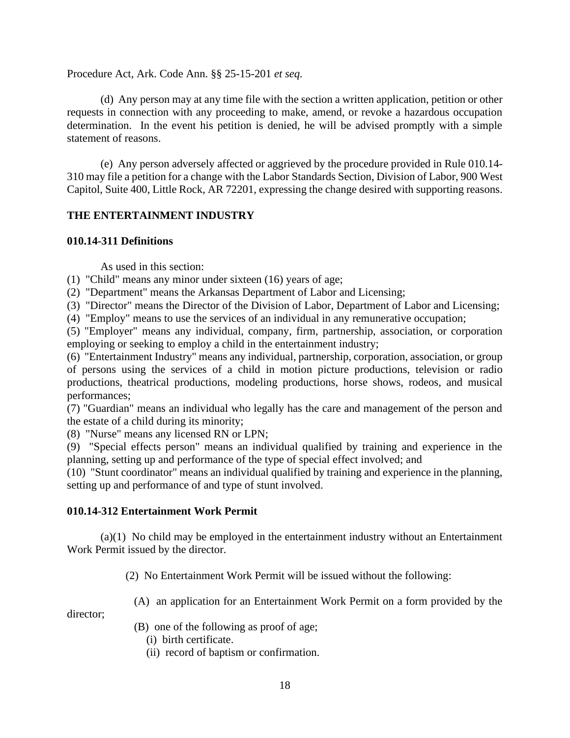Procedure Act, Ark. Code Ann. §§ 25-15-201 *et seq.*

(d) Any person may at any time file with the section a written application, petition or other requests in connection with any proceeding to make, amend, or revoke a hazardous occupation determination. In the event his petition is denied, he will be advised promptly with a simple statement of reasons.

(e) Any person adversely affected or aggrieved by the procedure provided in Rule 010.14-310 may file a petition for a change with the Labor Standards Section, Division of Labor, 900 West Capitol, Suite 400, Little Rock, AR 72201, expressing the change desired with supporting reasons.

## THE ENTERTAINMENT INDUSTRY

### 010.14-311 Definitions

As used in this section:

(1) "Child" means any minor under sixteen (16) years of age;
(2) "Department" means the Arkansas Department of Labor and Licensing;
(3) "Director" means the Director of the Division of Labor, Department of Labor and Licensing;
(4) "Employ" means to use the services of an individual in any remunerative occupation;
(5) "Employer" means any individual, company, firm, partnership, association, or corporation employing or seeking to employ a child in the entertainment industry;
(6) "Entertainment Industry" means any individual, partnership, corporation, association, or group of persons using the services of a child in motion picture productions, television or radio productions, theatrical productions, modeling productions, horse shows, rodeos, and musical performances;
(7) "Guardian" means an individual who legally has the care and management of the person and the estate of a child during its minority;
(8) "Nurse" means any licensed RN or LPN;
(9) "Special effects person" means an individual qualified by training and experience in the planning, setting up and performance of the type of special effect involved; and
(10) "Stunt coordinator" means an individual qualified by training and experience in the planning, setting up and performance of and type of stunt involved.

### 010.14-312 Entertainment Work Permit

(a)(1) No child may be employed in the entertainment industry without an Entertainment Work Permit issued by the director.

(2) No Entertainment Work Permit will be issued without the following:

(A) an application for an Entertainment Work Permit on a form provided by the director;

(B) one of the following as proof of age;
(i) birth certificate.
(ii) record of baptism or confirmation.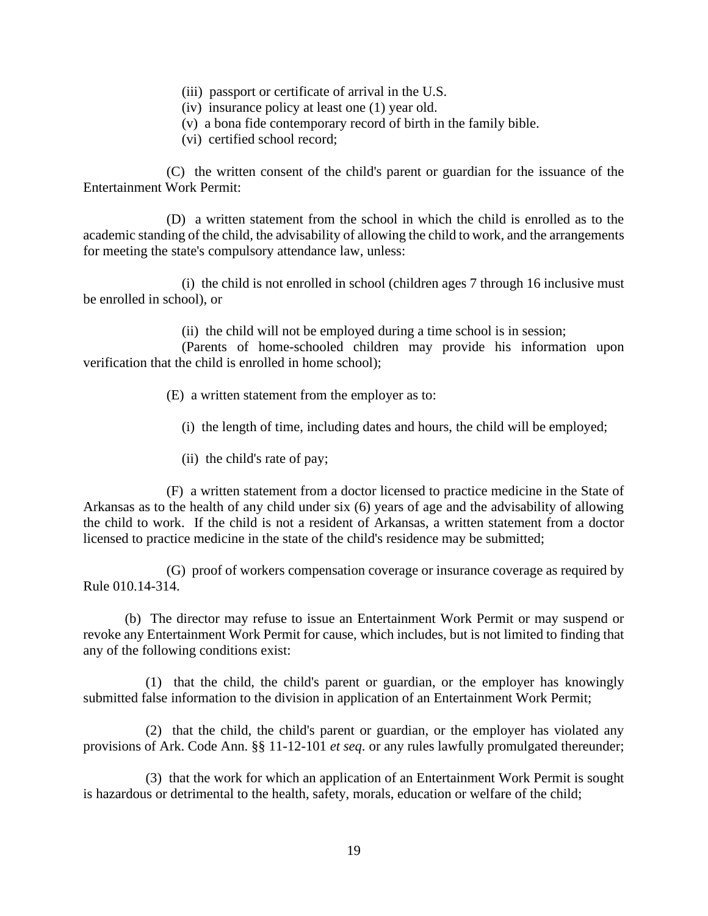(iii) passport or certificate of arrival in the U.S.

(iv) insurance policy at least one (1) year old.

(v) a bona fide contemporary record of birth in the family bible.

(vi) certified school record;

(C) the written consent of the child's parent or guardian for the issuance of the Entertainment Work Permit:

(D) a written statement from the school in which the child is enrolled as to the academic standing of the child, the advisability of allowing the child to work, and the arrangements for meeting the state's compulsory attendance law, unless:

(i) the child is not enrolled in school (children ages 7 through 16 inclusive must be enrolled in school), or

(ii) the child will not be employed during a time school is in session;

(Parents of home-schooled children may provide his information upon verification that the child is enrolled in home school);

(E) a written statement from the employer as to:

(i) the length of time, including dates and hours, the child will be employed;

(ii) the child's rate of pay;

(F) a written statement from a doctor licensed to practice medicine in the State of Arkansas as to the health of any child under six (6) years of age and the advisability of allowing the child to work. If the child is not a resident of Arkansas, a written statement from a doctor licensed to practice medicine in the state of the child's residence may be submitted;

(G) proof of workers compensation coverage or insurance coverage as required by Rule 010.14-314.

(b) The director may refuse to issue an Entertainment Work Permit or may suspend or revoke any Entertainment Work Permit for cause, which includes, but is not limited to finding that any of the following conditions exist:

(1) that the child, the child's parent or guardian, or the employer has knowingly submitted false information to the division in application of an Entertainment Work Permit;

(2) that the child, the child's parent or guardian, or the employer has violated any provisions of Ark. Code Ann. §§ 11-12-101 *et seq.* or any rules lawfully promulgated thereunder;

(3) that the work for which an application of an Entertainment Work Permit is sought is hazardous or detrimental to the health, safety, morals, education or welfare of the child;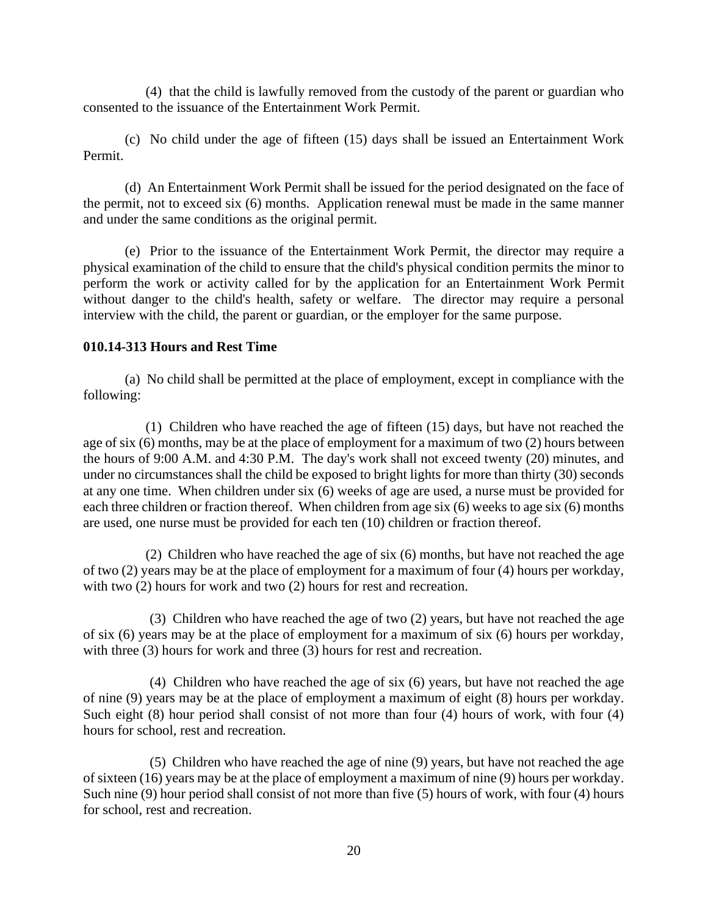(4) that the child is lawfully removed from the custody of the parent or guardian who consented to the issuance of the Entertainment Work Permit.

(c) No child under the age of fifteen (15) days shall be issued an Entertainment Work Permit.

(d) An Entertainment Work Permit shall be issued for the period designated on the face of the permit, not to exceed six (6) months. Application renewal must be made in the same manner and under the same conditions as the original permit.

(e) Prior to the issuance of the Entertainment Work Permit, the director may require a physical examination of the child to ensure that the child's physical condition permits the minor to perform the work or activity called for by the application for an Entertainment Work Permit without danger to the child's health, safety or welfare. The director may require a personal interview with the child, the parent or guardian, or the employer for the same purpose.

**010.14-313 Hours and Rest Time**

(a) No child shall be permitted at the place of employment, except in compliance with the following:

(1) Children who have reached the age of fifteen (15) days, but have not reached the age of six (6) months, may be at the place of employment for a maximum of two (2) hours between the hours of 9:00 A.M. and 4:30 P.M. The day's work shall not exceed twenty (20) minutes, and under no circumstances shall the child be exposed to bright lights for more than thirty (30) seconds at any one time. When children under six (6) weeks of age are used, a nurse must be provided for each three children or fraction thereof. When children from age six (6) weeks to age six (6) months are used, one nurse must be provided for each ten (10) children or fraction thereof.

(2) Children who have reached the age of six (6) months, but have not reached the age of two (2) years may be at the place of employment for a maximum of four (4) hours per workday, with two (2) hours for work and two (2) hours for rest and recreation.

(3) Children who have reached the age of two (2) years, but have not reached the age of six (6) years may be at the place of employment for a maximum of six (6) hours per workday, with three (3) hours for work and three (3) hours for rest and recreation.

(4) Children who have reached the age of six (6) years, but have not reached the age of nine (9) years may be at the place of employment a maximum of eight (8) hours per workday. Such eight (8) hour period shall consist of not more than four (4) hours of work, with four (4) hours for school, rest and recreation.

(5) Children who have reached the age of nine (9) years, but have not reached the age of sixteen (16) years may be at the place of employment a maximum of nine (9) hours per workday. Such nine (9) hour period shall consist of not more than five (5) hours of work, with four (4) hours for school, rest and recreation.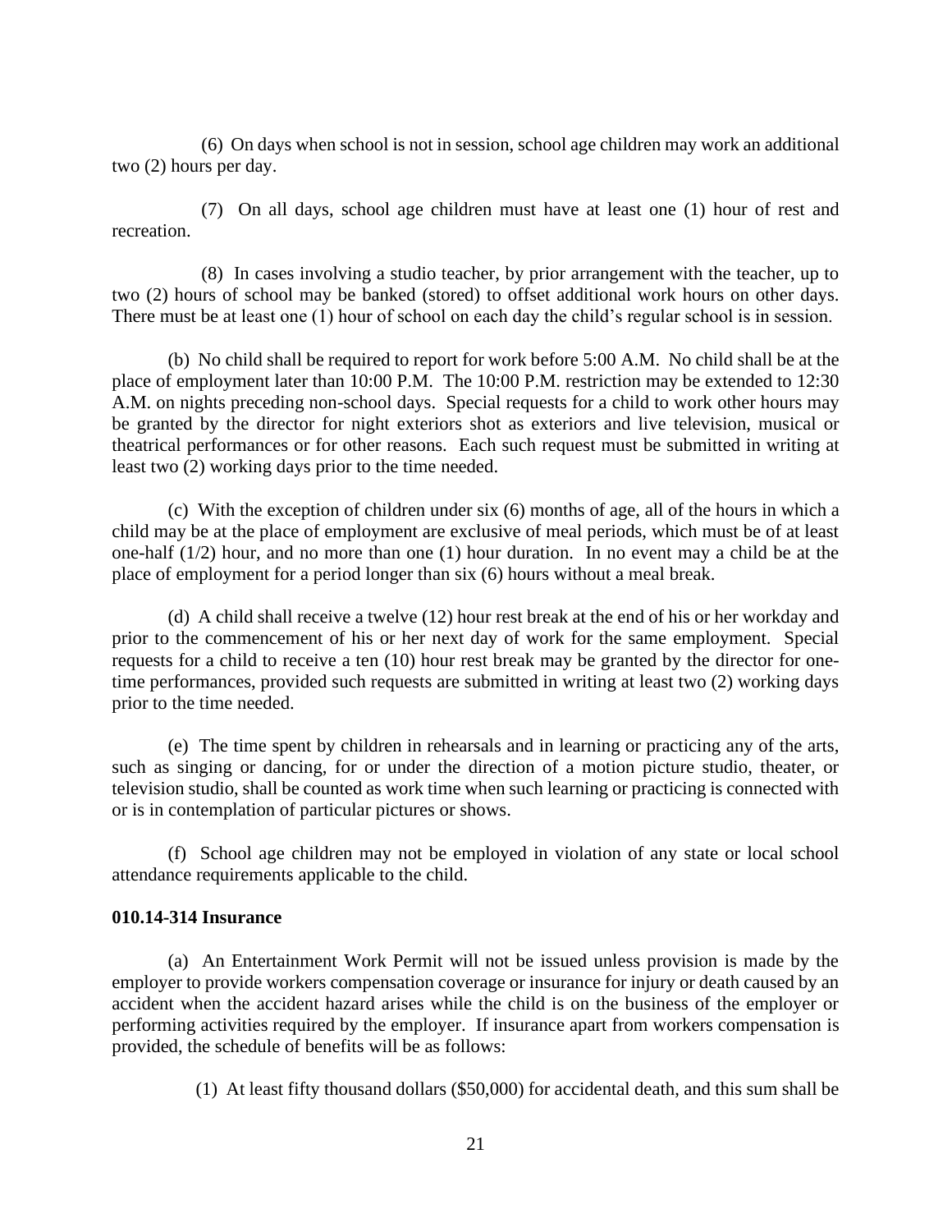(6) On days when school is not in session, school age children may work an additional two (2) hours per day.

(7) On all days, school age children must have at least one (1) hour of rest and recreation.

(8) In cases involving a studio teacher, by prior arrangement with the teacher, up to two (2) hours of school may be banked (stored) to offset additional work hours on other days. There must be at least one (1) hour of school on each day the child's regular school is in session.

(b) No child shall be required to report for work before 5:00 A.M. No child shall be at the place of employment later than 10:00 P.M. The 10:00 P.M. restriction may be extended to 12:30 A.M. on nights preceding non-school days. Special requests for a child to work other hours may be granted by the director for night exteriors shot as exteriors and live television, musical or theatrical performances or for other reasons. Each such request must be submitted in writing at least two (2) working days prior to the time needed.

(c) With the exception of children under six (6) months of age, all of the hours in which a child may be at the place of employment are exclusive of meal periods, which must be of at least one-half (1/2) hour, and no more than one (1) hour duration. In no event may a child be at the place of employment for a period longer than six (6) hours without a meal break.

(d) A child shall receive a twelve (12) hour rest break at the end of his or her workday and prior to the commencement of his or her next day of work for the same employment. Special requests for a child to receive a ten (10) hour rest break may be granted by the director for one-time performances, provided such requests are submitted in writing at least two (2) working days prior to the time needed.

(e) The time spent by children in rehearsals and in learning or practicing any of the arts, such as singing or dancing, for or under the direction of a motion picture studio, theater, or television studio, shall be counted as work time when such learning or practicing is connected with or is in contemplation of particular pictures or shows.

(f) School age children may not be employed in violation of any state or local school attendance requirements applicable to the child.

**010.14-314 Insurance**

(a) An Entertainment Work Permit will not be issued unless provision is made by the employer to provide workers compensation coverage or insurance for injury or death caused by an accident when the accident hazard arises while the child is on the business of the employer or performing activities required by the employer. If insurance apart from workers compensation is provided, the schedule of benefits will be as follows:

(1) At least fifty thousand dollars ($50,000) for accidental death, and this sum shall be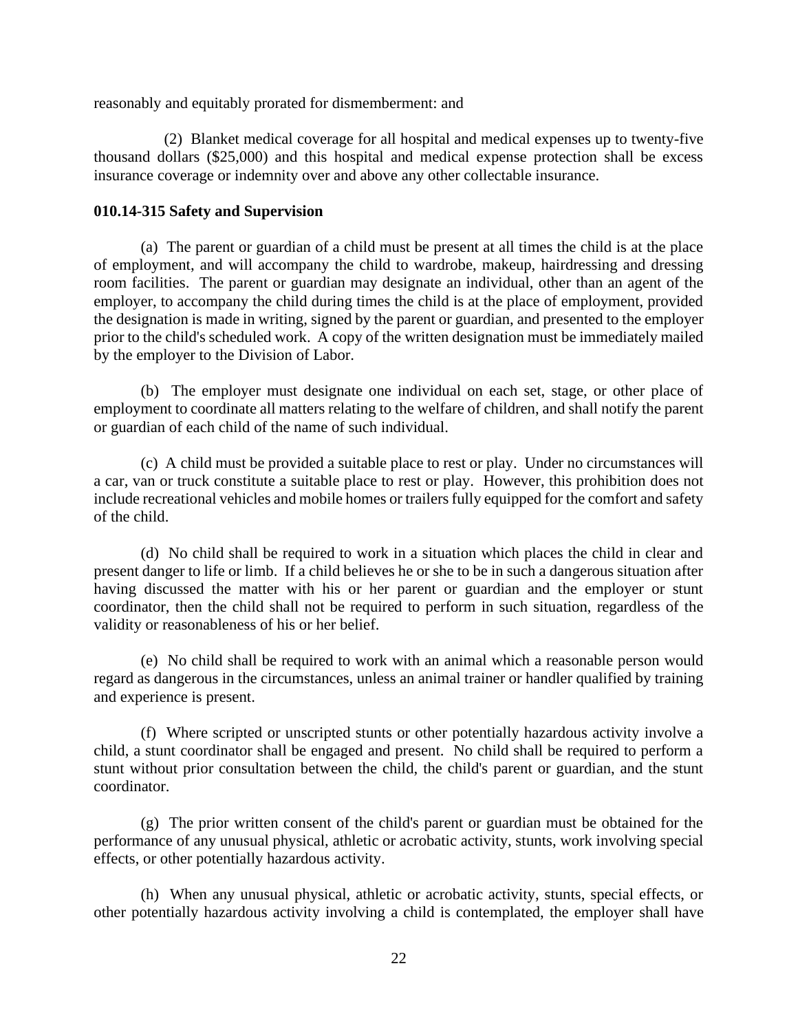reasonably and equitably prorated for dismemberment: and

(2) Blanket medical coverage for all hospital and medical expenses up to twenty-five thousand dollars ($25,000) and this hospital and medical expense protection shall be excess insurance coverage or indemnity over and above any other collectable insurance.

**010.14-315 Safety and Supervision**

(a) The parent or guardian of a child must be present at all times the child is at the place of employment, and will accompany the child to wardrobe, makeup, hairdressing and dressing room facilities. The parent or guardian may designate an individual, other than an agent of the employer, to accompany the child during times the child is at the place of employment, provided the designation is made in writing, signed by the parent or guardian, and presented to the employer prior to the child's scheduled work. A copy of the written designation must be immediately mailed by the employer to the Division of Labor.

(b) The employer must designate one individual on each set, stage, or other place of employment to coordinate all matters relating to the welfare of children, and shall notify the parent or guardian of each child of the name of such individual.

(c) A child must be provided a suitable place to rest or play. Under no circumstances will a car, van or truck constitute a suitable place to rest or play. However, this prohibition does not include recreational vehicles and mobile homes or trailers fully equipped for the comfort and safety of the child.

(d) No child shall be required to work in a situation which places the child in clear and present danger to life or limb. If a child believes he or she to be in such a dangerous situation after having discussed the matter with his or her parent or guardian and the employer or stunt coordinator, then the child shall not be required to perform in such situation, regardless of the validity or reasonableness of his or her belief.

(e) No child shall be required to work with an animal which a reasonable person would regard as dangerous in the circumstances, unless an animal trainer or handler qualified by training and experience is present.

(f) Where scripted or unscripted stunts or other potentially hazardous activity involve a child, a stunt coordinator shall be engaged and present. No child shall be required to perform a stunt without prior consultation between the child, the child's parent or guardian, and the stunt coordinator.

(g) The prior written consent of the child's parent or guardian must be obtained for the performance of any unusual physical, athletic or acrobatic activity, stunts, work involving special effects, or other potentially hazardous activity.

(h) When any unusual physical, athletic or acrobatic activity, stunts, special effects, or other potentially hazardous activity involving a child is contemplated, the employer shall have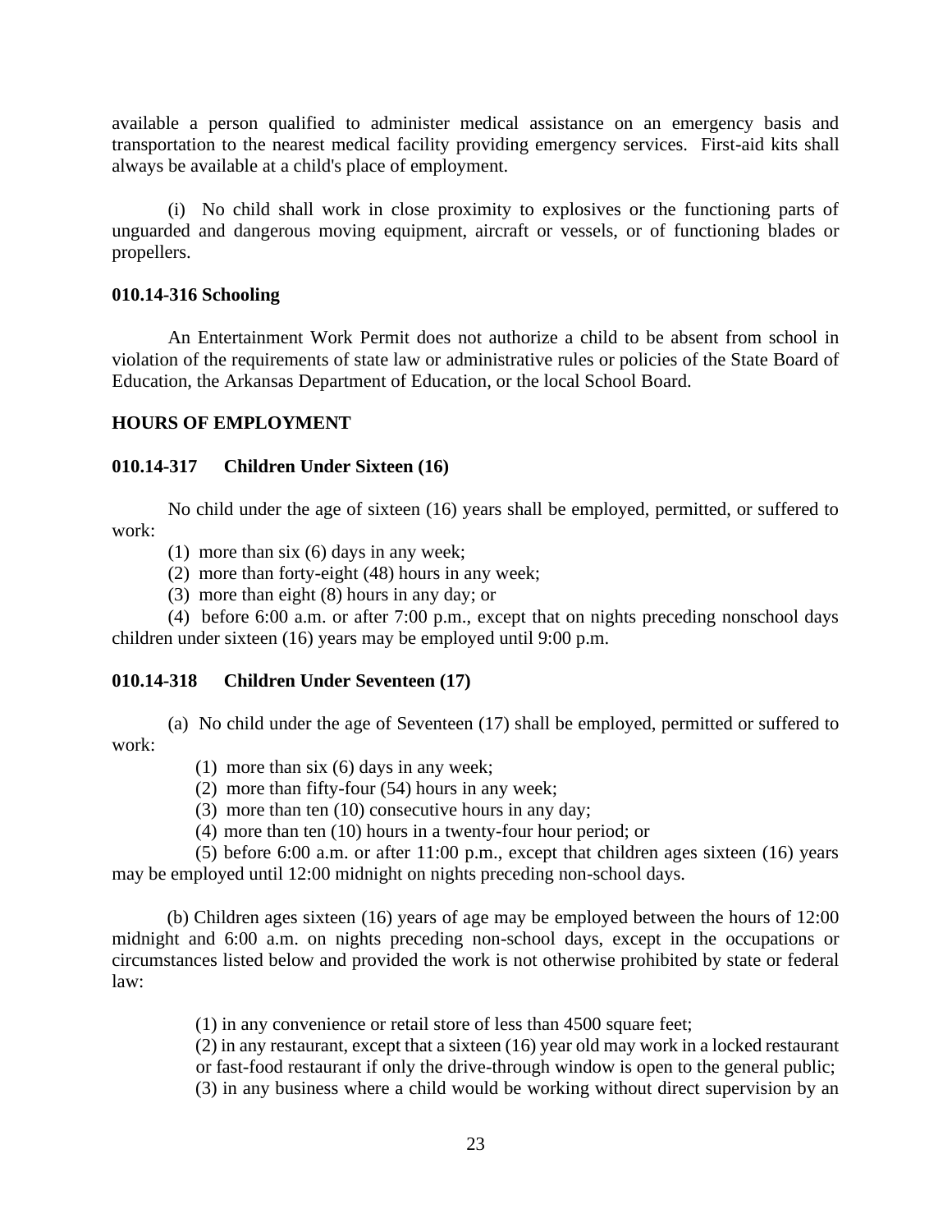available a person qualified to administer medical assistance on an emergency basis and transportation to the nearest medical facility providing emergency services. First-aid kits shall always be available at a child's place of employment.

(i) No child shall work in close proximity to explosives or the functioning parts of unguarded and dangerous moving equipment, aircraft or vessels, or of functioning blades or propellers.

**010.14-316 Schooling**

An Entertainment Work Permit does not authorize a child to be absent from school in violation of the requirements of state law or administrative rules or policies of the State Board of Education, the Arkansas Department of Education, or the local School Board.

**HOURS OF EMPLOYMENT**

**010.14-317 Children Under Sixteen (16)**

No child under the age of sixteen (16) years shall be employed, permitted, or suffered to work:

(1) more than six (6) days in any week;

(2) more than forty-eight (48) hours in any week;

(3) more than eight (8) hours in any day; or

(4) before 6:00 a.m. or after 7:00 p.m., except that on nights preceding nonschool days children under sixteen (16) years may be employed until 9:00 p.m.

**010.14-318 Children Under Seventeen (17)**

(a) No child under the age of Seventeen (17) shall be employed, permitted or suffered to work:

(1) more than six (6) days in any week;

(2) more than fifty-four (54) hours in any week;

(3) more than ten (10) consecutive hours in any day;

(4) more than ten (10) hours in a twenty-four hour period; or

(5) before 6:00 a.m. or after 11:00 p.m., except that children ages sixteen (16) years may be employed until 12:00 midnight on nights preceding non-school days.

(b) Children ages sixteen (16) years of age may be employed between the hours of 12:00 midnight and 6:00 a.m. on nights preceding non-school days, except in the occupations or circumstances listed below and provided the work is not otherwise prohibited by state or federal law:

(1) in any convenience or retail store of less than 4500 square feet;

(2) in any restaurant, except that a sixteen (16) year old may work in a locked restaurant or fast-food restaurant if only the drive-through window is open to the general public;

(3) in any business where a child would be working without direct supervision by an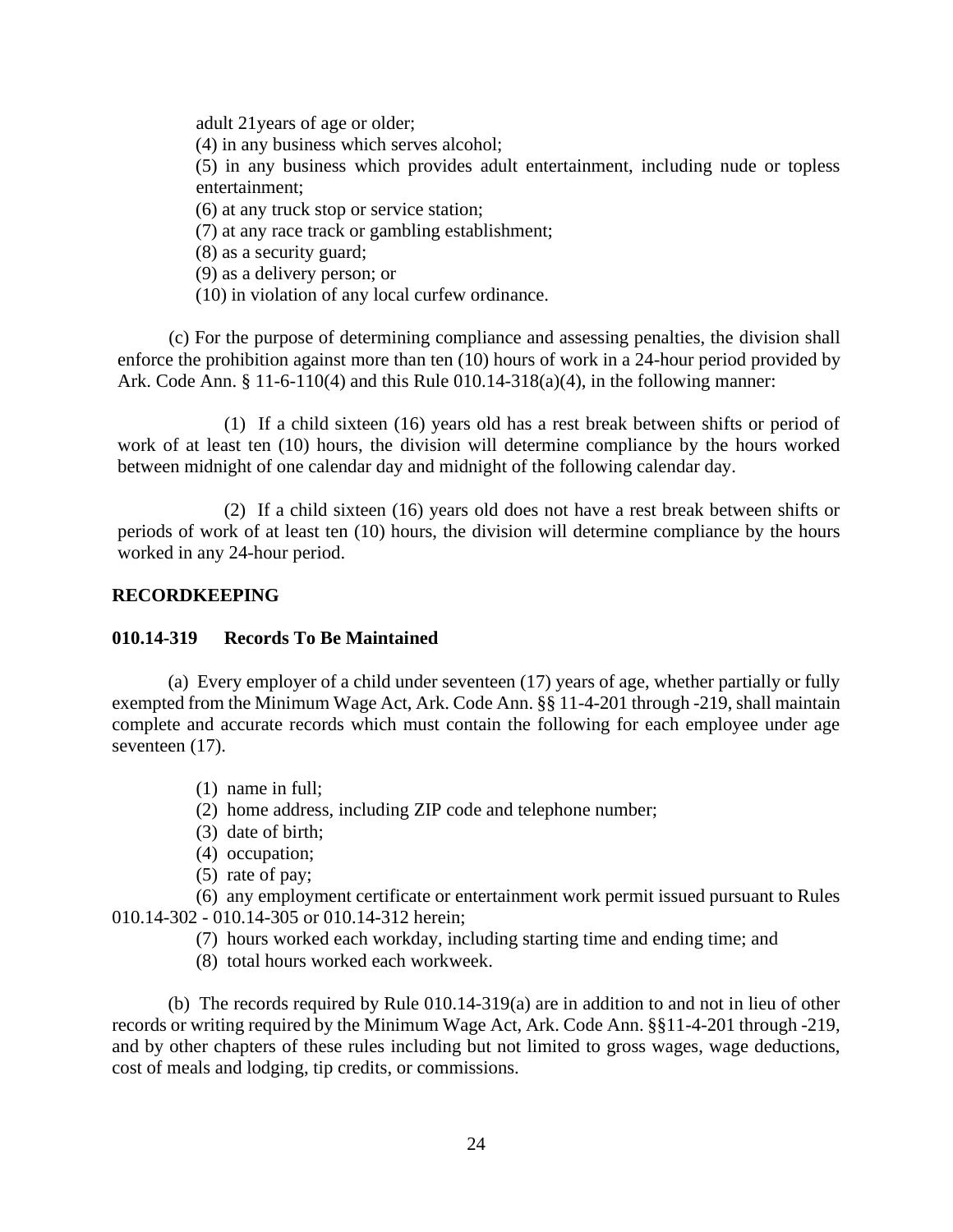adult 21years of age or older;

(4) in any business which serves alcohol;

(5) in any business which provides adult entertainment, including nude or topless entertainment;

(6) at any truck stop or service station;

(7) at any race track or gambling establishment;

(8) as a security guard;

(9) as a delivery person; or

(10) in violation of any local curfew ordinance.

(c) For the purpose of determining compliance and assessing penalties, the division shall enforce the prohibition against more than ten (10) hours of work in a 24-hour period provided by Ark. Code Ann. § 11-6-110(4) and this Rule 010.14-318(a)(4), in the following manner:

(1) If a child sixteen (16) years old has a rest break between shifts or period of work of at least ten (10) hours, the division will determine compliance by the hours worked between midnight of one calendar day and midnight of the following calendar day.

(2) If a child sixteen (16) years old does not have a rest break between shifts or periods of work of at least ten (10) hours, the division will determine compliance by the hours worked in any 24-hour period.

**RECORDKEEPING**

**010.14-319 Records To Be Maintained**

(a) Every employer of a child under seventeen (17) years of age, whether partially or fully exempted from the Minimum Wage Act, Ark. Code Ann. §§ 11-4-201 through -219, shall maintain complete and accurate records which must contain the following for each employee under age seventeen (17).

(1) name in full;

(2) home address, including ZIP code and telephone number;

(3) date of birth;

(4) occupation;

(5) rate of pay;

(6) any employment certificate or entertainment work permit issued pursuant to Rules 010.14-302 - 010.14-305 or 010.14-312 herein;

(7) hours worked each workday, including starting time and ending time; and

(8) total hours worked each workweek.

(b) The records required by Rule 010.14-319(a) are in addition to and not in lieu of other records or writing required by the Minimum Wage Act, Ark. Code Ann. §§11-4-201 through -219, and by other chapters of these rules including but not limited to gross wages, wage deductions, cost of meals and lodging, tip credits, or commissions.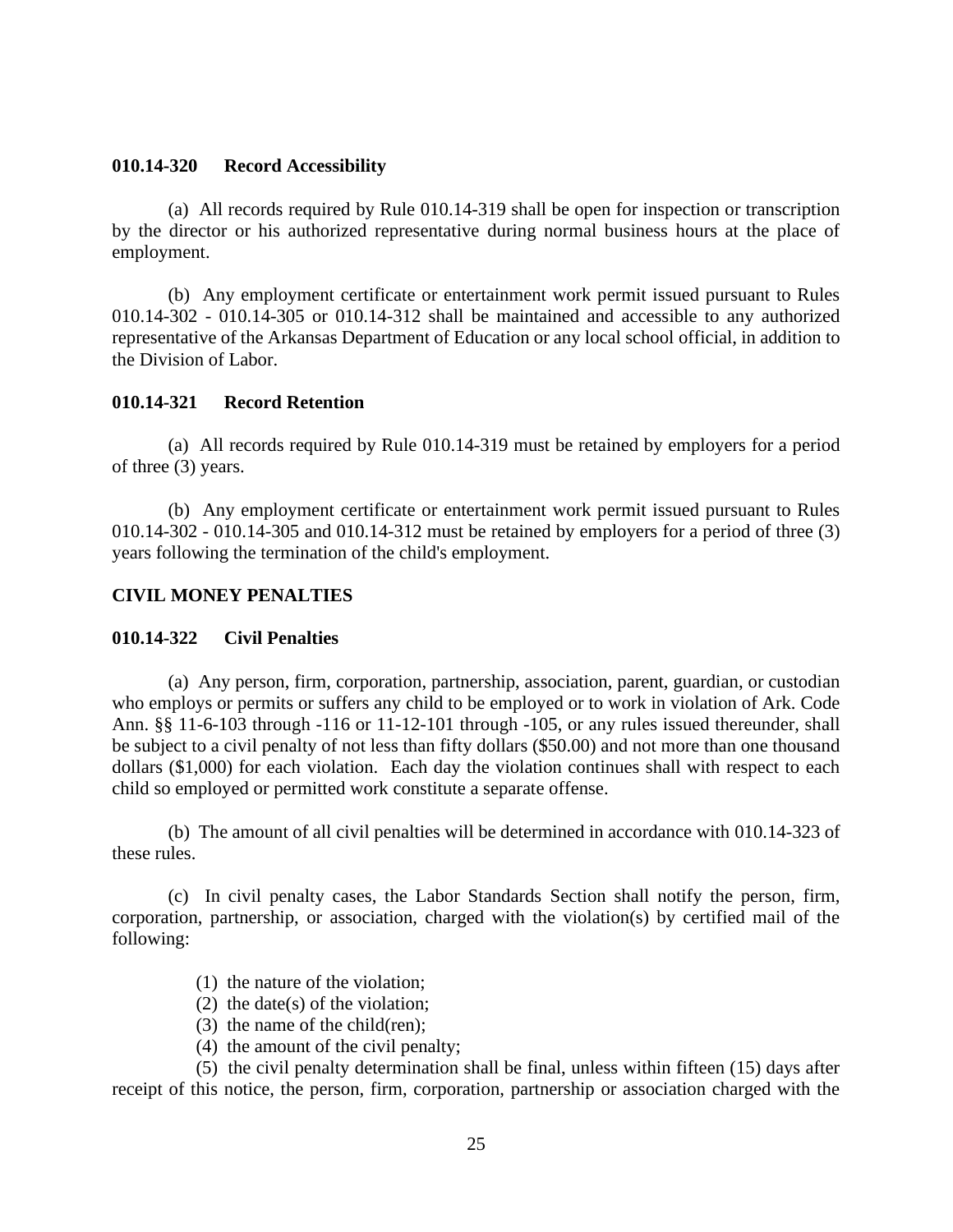**010.14-320 Record Accessibility**

(a) All records required by Rule 010.14-319 shall be open for inspection or transcription by the director or his authorized representative during normal business hours at the place of employment.

(b) Any employment certificate or entertainment work permit issued pursuant to Rules 010.14-302 - 010.14-305 or 010.14-312 shall be maintained and accessible to any authorized representative of the Arkansas Department of Education or any local school official, in addition to the Division of Labor.

**010.14-321 Record Retention**

(a) All records required by Rule 010.14-319 must be retained by employers for a period of three (3) years.

(b) Any employment certificate or entertainment work permit issued pursuant to Rules 010.14-302 - 010.14-305 and 010.14-312 must be retained by employers for a period of three (3) years following the termination of the child's employment.

**CIVIL MONEY PENALTIES**

**010.14-322 Civil Penalties**

(a) Any person, firm, corporation, partnership, association, parent, guardian, or custodian who employs or permits or suffers any child to be employed or to work in violation of Ark. Code Ann. §§ 11-6-103 through -116 or 11-12-101 through -105, or any rules issued thereunder, shall be subject to a civil penalty of not less than fifty dollars ($50.00) and not more than one thousand dollars ($1,000) for each violation. Each day the violation continues shall with respect to each child so employed or permitted work constitute a separate offense.

(b) The amount of all civil penalties will be determined in accordance with 010.14-323 of these rules.

(c) In civil penalty cases, the Labor Standards Section shall notify the person, firm, corporation, partnership, or association, charged with the violation(s) by certified mail of the following:

(1) the nature of the violation;
(2) the date(s) of the violation;
(3) the name of the child(ren);
(4) the amount of the civil penalty;
(5) the civil penalty determination shall be final, unless within fifteen (15) days after receipt of this notice, the person, firm, corporation, partnership or association charged with the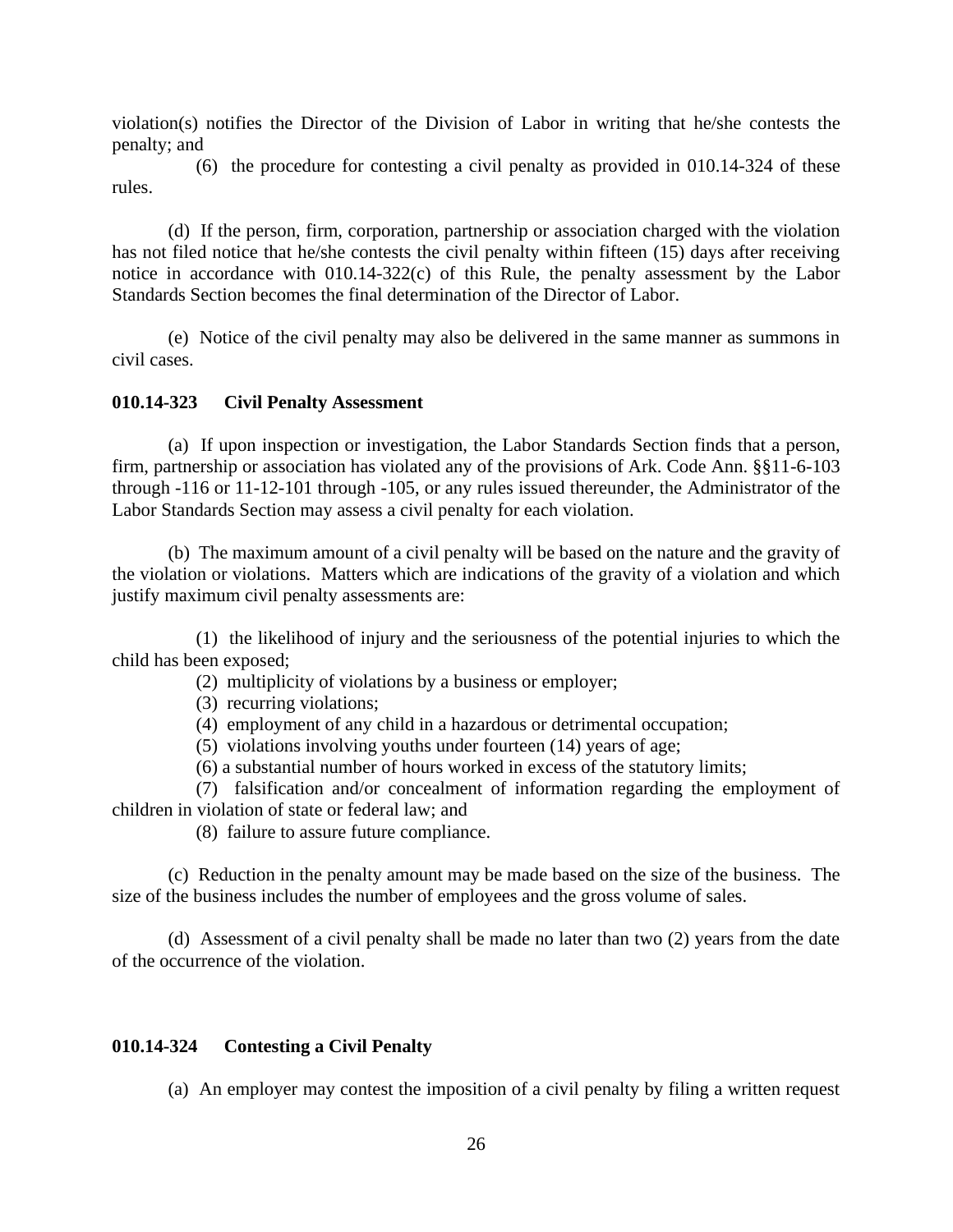violation(s) notifies the Director of the Division of Labor in writing that he/she contests the penalty; and

(6) the procedure for contesting a civil penalty as provided in 010.14-324 of these rules.

(d) If the person, firm, corporation, partnership or association charged with the violation has not filed notice that he/she contests the civil penalty within fifteen (15) days after receiving notice in accordance with 010.14-322(c) of this Rule, the penalty assessment by the Labor Standards Section becomes the final determination of the Director of Labor.

(e) Notice of the civil penalty may also be delivered in the same manner as summons in civil cases.

**010.14-323 Civil Penalty Assessment**

(a) If upon inspection or investigation, the Labor Standards Section finds that a person, firm, partnership or association has violated any of the provisions of Ark. Code Ann. §§11-6-103 through -116 or 11-12-101 through -105, or any rules issued thereunder, the Administrator of the Labor Standards Section may assess a civil penalty for each violation.

(b) The maximum amount of a civil penalty will be based on the nature and the gravity of the violation or violations. Matters which are indications of the gravity of a violation and which justify maximum civil penalty assessments are:

(1) the likelihood of injury and the seriousness of the potential injuries to which the child has been exposed;

(2) multiplicity of violations by a business or employer;

(3) recurring violations;

(4) employment of any child in a hazardous or detrimental occupation;

(5) violations involving youths under fourteen (14) years of age;

(6) a substantial number of hours worked in excess of the statutory limits;

(7) falsification and/or concealment of information regarding the employment of children in violation of state or federal law; and

(8) failure to assure future compliance.

(c) Reduction in the penalty amount may be made based on the size of the business. The size of the business includes the number of employees and the gross volume of sales.

(d) Assessment of a civil penalty shall be made no later than two (2) years from the date of the occurrence of the violation.

**010.14-324 Contesting a Civil Penalty**

(a) An employer may contest the imposition of a civil penalty by filing a written request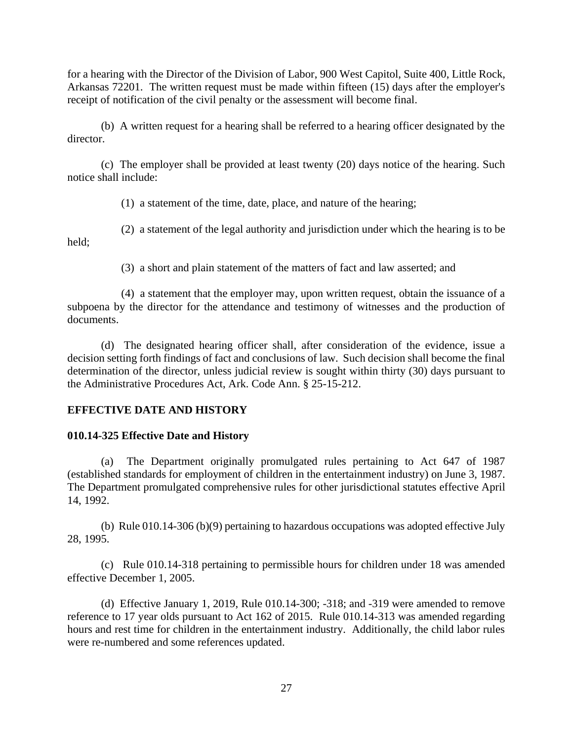for a hearing with the Director of the Division of Labor, 900 West Capitol, Suite 400, Little Rock, Arkansas 72201. The written request must be made within fifteen (15) days after the employer's receipt of notification of the civil penalty or the assessment will become final.

(b) A written request for a hearing shall be referred to a hearing officer designated by the director.

(c) The employer shall be provided at least twenty (20) days notice of the hearing. Such notice shall include:

(1) a statement of the time, date, place, and nature of the hearing;

(2) a statement of the legal authority and jurisdiction under which the hearing is to be held;

(3) a short and plain statement of the matters of fact and law asserted; and

(4) a statement that the employer may, upon written request, obtain the issuance of a subpoena by the director for the attendance and testimony of witnesses and the production of documents.

(d) The designated hearing officer shall, after consideration of the evidence, issue a decision setting forth findings of fact and conclusions of law. Such decision shall become the final determination of the director, unless judicial review is sought within thirty (30) days pursuant to the Administrative Procedures Act, Ark. Code Ann. § 25-15-212.

**EFFECTIVE DATE AND HISTORY**

**010.14-325 Effective Date and History**

(a) The Department originally promulgated rules pertaining to Act 647 of 1987 (established standards for employment of children in the entertainment industry) on June 3, 1987. The Department promulgated comprehensive rules for other jurisdictional statutes effective April 14, 1992.

(b) Rule 010.14-306 (b)(9) pertaining to hazardous occupations was adopted effective July 28, 1995.

(c) Rule 010.14-318 pertaining to permissible hours for children under 18 was amended effective December 1, 2005.

(d) Effective January 1, 2019, Rule 010.14-300; -318; and -319 were amended to remove reference to 17 year olds pursuant to Act 162 of 2015. Rule 010.14-313 was amended regarding hours and rest time for children in the entertainment industry. Additionally, the child labor rules were re-numbered and some references updated.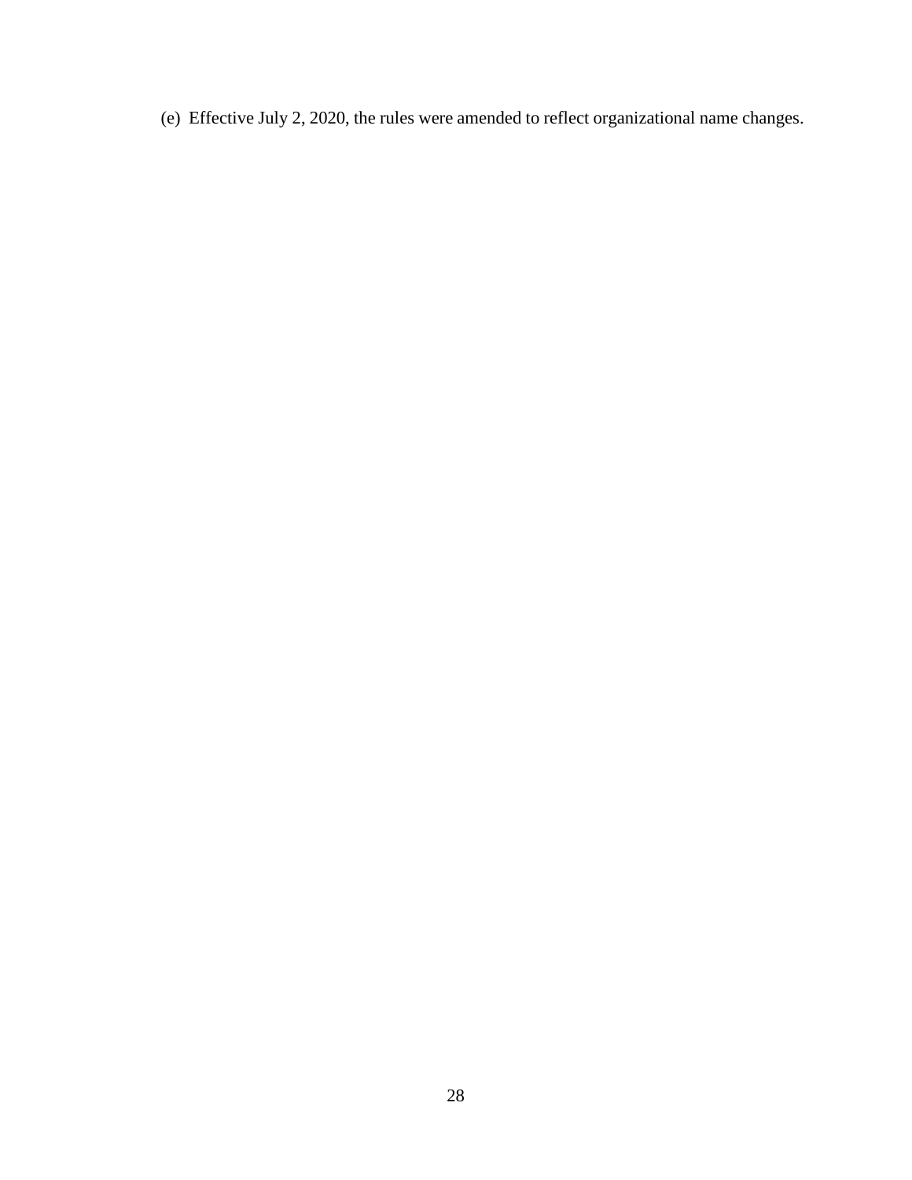(e) Effective July 2, 2020, the rules were amended to reflect organizational name changes.